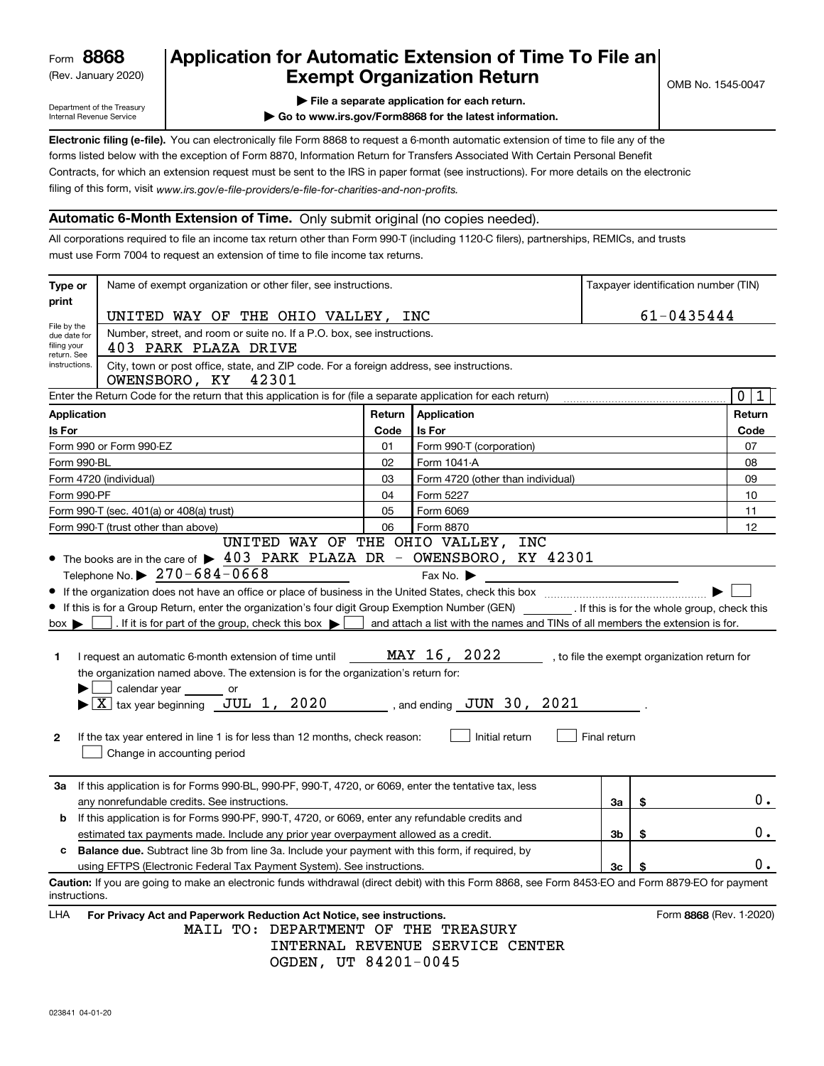Form **8868**
(Rev. January 2020)
Department of the Treasury
Internal Revenue Service

# Application for Automatic Extension of Time To File an Exempt Organization Return

▶ File a separate application for each return.
▶ Go to www.irs.gov/Form8868 for the latest information.

OMB No. 1545-0047

**Electronic filing (e-file).** You can electronically file Form 8868 to request a 6-month automatic extension of time to file any of the forms listed below with the exception of Form 8870, Information Return for Transfers Associated With Certain Personal Benefit Contracts, for which an extension request must be sent to the IRS in paper format (see instructions). For more details on the electronic filing of this form, visit *www.irs.gov/e-file-providers/e-file-for-charities-and-non-profits.*

## Automatic 6-Month Extension of Time. Only submit original (no copies needed).

All corporations required to file an income tax return other than Form 990-T (including 1120-C filers), partnerships, REMICs, and trusts must use Form 7004 to request an extension of time to file income tax returns.

**Type or print**

File by the due date for filing your return. See instructions.

Name of exempt organization or other filer, see instructions.
UNITED WAY OF THE OHIO VALLEY, INC

Taxpayer identification number (TIN)
61-0435444

Number, street, and room or suite no. If a P.O. box, see instructions.
403 PARK PLAZA DRIVE

City, town or post office, state, and ZIP code. For a foreign address, see instructions.
OWENSBORO, KY 42301

Enter the Return Code for the return that this application is for (file a separate application for each return) 0 1

| Application Is For | Return Code | Application Is For | Return Code |
|---|---|---|---|
| Form 990 or Form 990-EZ | 01 | Form 990-T (corporation) | 07 |
| Form 990-BL | 02 | Form 1041-A | 08 |
| Form 4720 (individual) | 03 | Form 4720 (other than individual) | 09 |
| Form 990-PF | 04 | Form 5227 | 10 |
| Form 990-T (sec. 401(a) or 408(a) trust) | 05 | Form 6069 | 11 |
| Form 990-T (trust other than above) | 06 | Form 8870 | 12 |

- The books are in the care of ▶ UNITED WAY OF THE OHIO VALLEY, INC 403 PARK PLAZA DR - OWENSBORO, KY 42301

  Telephone No. ▶ 270-684-0668 Fax No. ▶
- If the organization does not have an office or place of business in the United States, check this box ▶ ☐
- If this is for a Group Return, enter the organization's four digit Group Exemption Number (GEN) ______ . If this is for the whole group, check this box ▶ ☐ . If it is for part of the group, check this box ▶ ☐ and attach a list with the names and TINs of all members the extension is for.

**1** I request an automatic 6-month extension of time until MAY 16, 2022 , to file the exempt organization return for the organization named above. The extension is for the organization's return for:
▶ ☐ calendar year ______ or
▶ ☒ tax year beginning JUL 1, 2020 , and ending JUN 30, 2021 .

**2** If the tax year entered in line 1 is for less than 12 months, check reason: ☐ Initial return ☐ Final return ☐ Change in accounting period

| | | | |
|---|---|---|---|
| **3a** | If this application is for Forms 990-BL, 990-PF, 990-T, 4720, or 6069, enter the tentative tax, less any nonrefundable credits. See instructions. | 3a | $ 0. |
| **b** | If this application is for Forms 990-PF, 990-T, 4720, or 6069, enter any refundable credits and estimated tax payments made. Include any prior year overpayment allowed as a credit. | 3b | $ 0. |
| **c** | **Balance due.** Subtract line 3b from line 3a. Include your payment with this form, if required, by using EFTPS (Electronic Federal Tax Payment System). See instructions. | 3c | $ 0. |

**Caution:** If you are going to make an electronic funds withdrawal (direct debit) with this Form 8868, see Form 8453-EO and Form 8879-EO for payment instructions.

LHA **For Privacy Act and Paperwork Reduction Act Notice, see instructions.** Form **8868** (Rev. 1-2020)

MAIL TO: DEPARTMENT OF THE TREASURY
INTERNAL REVENUE SERVICE CENTER
OGDEN, UT 84201-0045

023841 04-01-20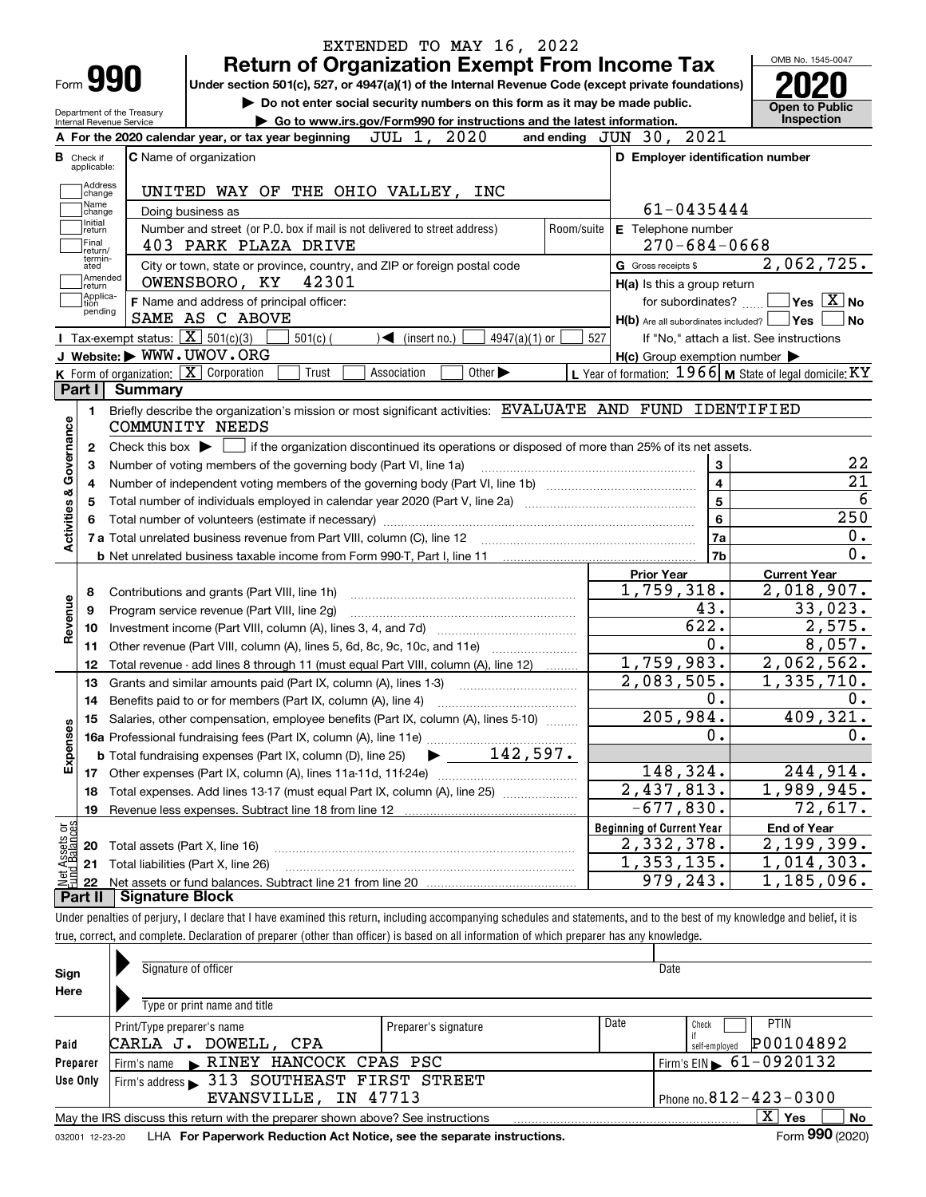EXTENDED TO MAY 16, 2022

# Form 990 — Return of Organization Exempt From Income Tax

Under section 501(c), 527, or 4947(a)(1) of the Internal Revenue Code (except private foundations)

▶ Do not enter social security numbers on this form as it may be made public.

▶ Go to www.irs.gov/Form990 for instructions and the latest information.

Department of the Treasury — Internal Revenue Service

OMB No. 1545-0047 — **2020** — Open to Public Inspection

**A** For the 2020 calendar year, or tax year beginning JUL 1, 2020 and ending JUN 30, 2021

**B** Check if applicable: Address change, Name change, Initial return, Final return/terminated, Amended return, Application pending

**C** Name of organization: UNITED WAY OF THE OHIO VALLEY, INC

Doing business as

Number and street (or P.O. box if mail is not delivered to street address): 403 PARK PLAZA DRIVE — Room/suite

City or town, state or province, country, and ZIP or foreign postal code: OWENSBORO, KY 42301

**F** Name and address of principal officer: SAME AS C ABOVE

**D** Employer identification number: 61-0435444

**E** Telephone number: 270-684-0668

**G** Gross receipts $ 2,062,725.

**H(a)** Is this a group return for subordinates? ☐ Yes ☒ No

**H(b)** Are all subordinates included? ☐ Yes ☐ No — If "No," attach a list. See instructions

**H(c)** Group exemption number ▶

**I** Tax-exempt status: ☒ 501(c)(3) ☐ 501(c) ( ) ◀ (insert no.) ☐ 4947(a)(1) or ☐ 527

**J** Website: ▶ WWW.UWOV.ORG

**K** Form of organization: ☒ Corporation ☐ Trust ☐ Association ☐ Other ▶

**L** Year of formation: 1966 **M** State of legal domicile: KY

## Part I Summary

**Activities & Governance**

1. Briefly describe the organization's mission or most significant activities: EVALUATE AND FUND IDENTIFIED COMMUNITY NEEDS
2. Check this box ▶ ☐ if the organization discontinued its operations or disposed of more than 25% of its net assets.

| | | Line | Value |
|---|---|---|---|
| 3 | Number of voting members of the governing body (Part VI, line 1a) | 3 | 22 |
| 4 | Number of independent voting members of the governing body (Part VI, line 1b) | 4 | 21 |
| 5 | Total number of individuals employed in calendar year 2020 (Part V, line 2a) | 5 | 6 |
| 6 | Total number of volunteers (estimate if necessary) | 6 | 250 |
| 7a | Total unrelated business revenue from Part VIII, column (C), line 12 | 7a | 0. |
| b | Net unrelated business taxable income from Form 990-T, Part I, line 11 | 7b | 0. |

| | | | Prior Year | Current Year |
|---|---|---|---|---|
| **Revenue** | 8 | Contributions and grants (Part VIII, line 1h) | 1,759,318. | 2,018,907. |
| | 9 | Program service revenue (Part VIII, line 2g) | 43. | 33,023. |
| | 10 | Investment income (Part VIII, column (A), lines 3, 4, and 7d) | 622. | 2,575. |
| | 11 | Other revenue (Part VIII, column (A), lines 5, 6d, 8c, 9c, 10c, and 11e) | 0. | 8,057. |
| | 12 | Total revenue - add lines 8 through 11 (must equal Part VIII, column (A), line 12) | 1,759,983. | 2,062,562. |
| **Expenses** | 13 | Grants and similar amounts paid (Part IX, column (A), lines 1-3) | 2,083,505. | 1,335,710. |
| | 14 | Benefits paid to or for members (Part IX, column (A), line 4) | 0. | 0. |
| | 15 | Salaries, other compensation, employee benefits (Part IX, column (A), lines 5-10) | 205,984. | 409,321. |
| | 16a | Professional fundraising fees (Part IX, column (A), line 11e) | 0. | 0. |
| | b | Total fundraising expenses (Part IX, column (D), line 25) ▶ 142,597. | | |
| | 17 | Other expenses (Part IX, column (A), lines 11a-11d, 11f-24e) | 148,324. | 244,914. |
| | 18 | Total expenses. Add lines 13-17 (must equal Part IX, column (A), line 25) | 2,437,813. | 1,989,945. |
| | 19 | Revenue less expenses. Subtract line 18 from line 12 | -677,830. | 72,617. |

| | | | Beginning of Current Year | End of Year |
|---|---|---|---|---|
| **Net Assets or Fund Balances** | 20 | Total assets (Part X, line 16) | 2,332,378. | 2,199,399. |
| | 21 | Total liabilities (Part X, line 26) | 1,353,135. | 1,014,303. |
| | 22 | Net assets or fund balances. Subtract line 21 from line 20 | 979,243. | 1,185,096. |

## Part II Signature Block

Under penalties of perjury, I declare that I have examined this return, including accompanying schedules and statements, and to the best of my knowledge and belief, it is true, correct, and complete. Declaration of preparer (other than officer) is based on all information of which preparer has any knowledge.

**Sign Here**

Signature of officer — Date

Type or print name and title

**Paid Preparer Use Only**

| Print/Type preparer's name | Preparer's signature | Date | Check ☐ if self-employed | PTIN |
|---|---|---|---|---|
| CARLA J. DOWELL, CPA | | | | P00104892 |

Firm's name ▶ RINEY HANCOCK CPAS PSC — Firm's EIN ▶ 61-0920132

Firm's address ▶ 313 SOUTHEAST FIRST STREET, EVANSVILLE, IN 47713 — Phone no. 812-423-0300

May the IRS discuss this return with the preparer shown above? See instructions ☒ Yes ☐ No

032001 12-23-20 LHA For Paperwork Reduction Act Notice, see the separate instructions. Form **990** (2020)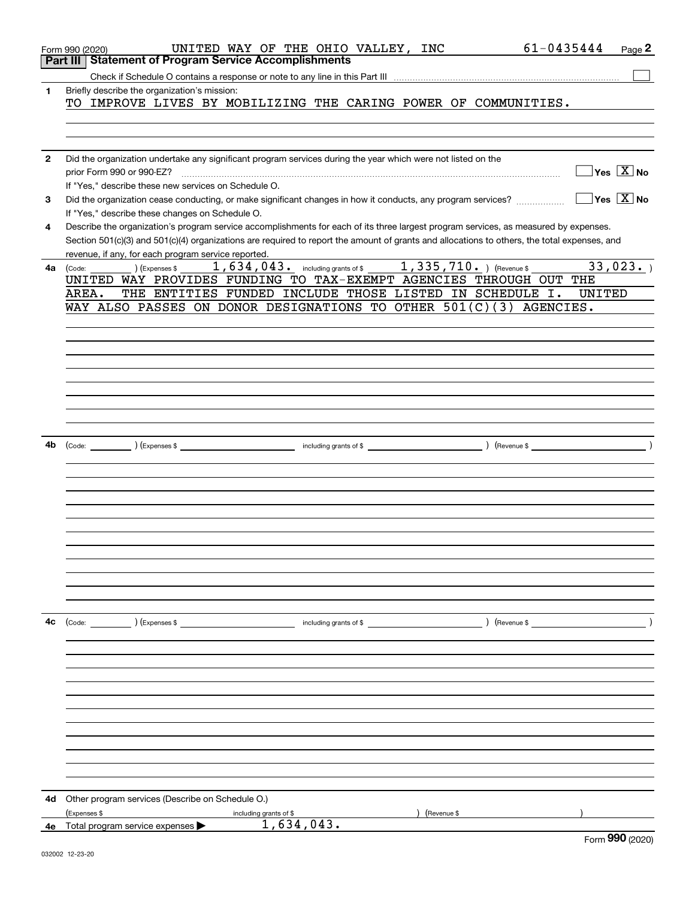Form 990 (2020) UNITED WAY OF THE OHIO VALLEY, INC 61-0435444

## Part III Statement of Program Service Accomplishments

Check if Schedule O contains a response or note to any line in this Part III ☐

**1** Briefly describe the organization's mission:

TO IMPROVE LIVES BY MOBILIZING THE CARING POWER OF COMMUNITIES.

**2** Did the organization undertake any significant program services during the year which were not listed on the prior Form 990 or 990-EZ? ☐ Yes ☒ No

If "Yes," describe these new services on Schedule O.

**3** Did the organization cease conducting, or make significant changes in how it conducts, any program services? ☐ Yes ☒ No

If "Yes," describe these changes on Schedule O.

**4** Describe the organization's program service accomplishments for each of its three largest program services, as measured by expenses. Section 501(c)(3) and 501(c)(4) organizations are required to report the amount of grants and allocations to others, the total expenses, and revenue, if any, for each program service reported.

**4a** (Code: ) (Expenses $ 1,634,043. including grants of $ 1,335,710. ) (Revenue $ 33,023. )

UNITED WAY PROVIDES FUNDING TO TAX-EXEMPT AGENCIES THROUGH OUT THE AREA. THE ENTITIES FUNDED INCLUDE THOSE LISTED IN SCHEDULE I. UNITED WAY ALSO PASSES ON DONOR DESIGNATIONS TO OTHER 501(C)(3) AGENCIES.

**4b** (Code: ) (Expenses $ including grants of $ ) (Revenue $ )

**4c** (Code: ) (Expenses $ including grants of $ ) (Revenue $ )

**4d** Other program services (Describe on Schedule O.)

(Expenses $ including grants of $ ) (Revenue $ )

**4e** Total program service expenses ▶ 1,634,043.

Form **990** (2020)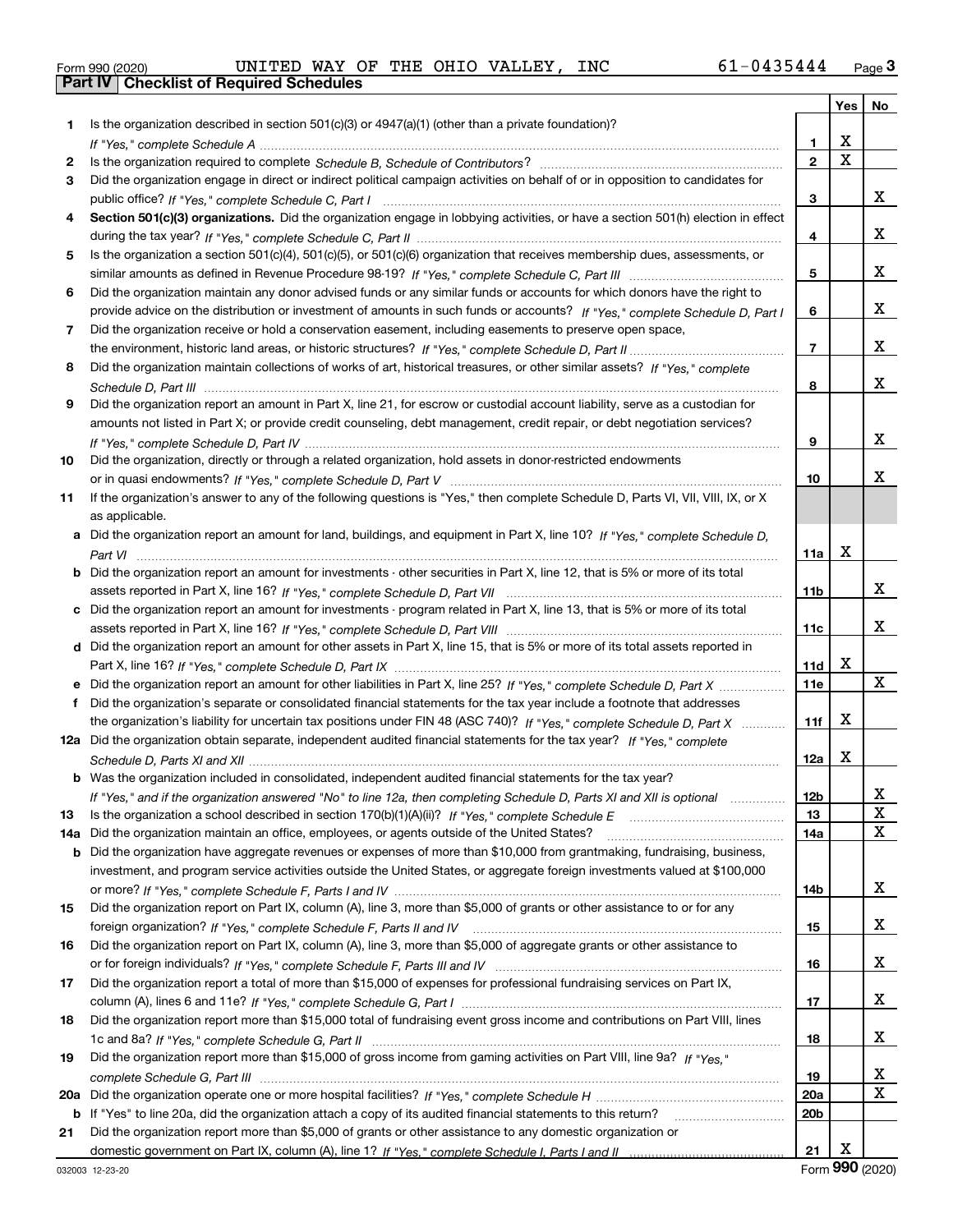Form 990 (2020) UNITED WAY OF THE OHIO VALLEY, INC 61-0435444

## Part IV Checklist of Required Schedules

| | | | Yes | No |
|---|---|---|---|---|
| 1 | Is the organization described in section 501(c)(3) or 4947(a)(1) (other than a private foundation)? *If "Yes," complete Schedule A* | 1 | X | |
| 2 | Is the organization required to complete *Schedule B, Schedule of Contributors*? | 2 | X | |
| 3 | Did the organization engage in direct or indirect political campaign activities on behalf of or in opposition to candidates for public office? *If "Yes," complete Schedule C, Part I* | 3 | | X |
| 4 | **Section 501(c)(3) organizations.** Did the organization engage in lobbying activities, or have a section 501(h) election in effect during the tax year? *If "Yes," complete Schedule C, Part II* | 4 | | X |
| 5 | Is the organization a section 501(c)(4), 501(c)(5), or 501(c)(6) organization that receives membership dues, assessments, or similar amounts as defined in Revenue Procedure 98-19? *If "Yes," complete Schedule C, Part III* | 5 | | X |
| 6 | Did the organization maintain any donor advised funds or any similar funds or accounts for which donors have the right to provide advice on the distribution or investment of amounts in such funds or accounts? *If "Yes," complete Schedule D, Part I* | 6 | | X |
| 7 | Did the organization receive or hold a conservation easement, including easements to preserve open space, the environment, historic land areas, or historic structures? *If "Yes," complete Schedule D, Part II* | 7 | | X |
| 8 | Did the organization maintain collections of works of art, historical treasures, or other similar assets? *If "Yes," complete Schedule D, Part III* | 8 | | X |
| 9 | Did the organization report an amount in Part X, line 21, for escrow or custodial account liability, serve as a custodian for amounts not listed in Part X; or provide credit counseling, debt management, credit repair, or debt negotiation services? *If "Yes," complete Schedule D, Part IV* | 9 | | X |
| 10 | Did the organization, directly or through a related organization, hold assets in donor-restricted endowments or in quasi endowments? *If "Yes," complete Schedule D, Part V* | 10 | | X |
| 11 | If the organization's answer to any of the following questions is "Yes," then complete Schedule D, Parts VI, VII, VIII, IX, or X as applicable. | | | |
| a | Did the organization report an amount for land, buildings, and equipment in Part X, line 10? *If "Yes," complete Schedule D, Part VI* | 11a | X | |
| b | Did the organization report an amount for investments - other securities in Part X, line 12, that is 5% or more of its total assets reported in Part X, line 16? *If "Yes," complete Schedule D, Part VII* | 11b | | X |
| c | Did the organization report an amount for investments - program related in Part X, line 13, that is 5% or more of its total assets reported in Part X, line 16? *If "Yes," complete Schedule D, Part VIII* | 11c | | X |
| d | Did the organization report an amount for other assets in Part X, line 15, that is 5% or more of its total assets reported in Part X, line 16? *If "Yes," complete Schedule D, Part IX* | 11d | X | |
| e | Did the organization report an amount for other liabilities in Part X, line 25? *If "Yes," complete Schedule D, Part X* | 11e | | X |
| f | Did the organization's separate or consolidated financial statements for the tax year include a footnote that addresses the organization's liability for uncertain tax positions under FIN 48 (ASC 740)? *If "Yes," complete Schedule D, Part X* | 11f | X | |
| 12a | Did the organization obtain separate, independent audited financial statements for the tax year? *If "Yes," complete Schedule D, Parts XI and XII* | 12a | X | |
| b | Was the organization included in consolidated, independent audited financial statements for the tax year? *If "Yes," and if the organization answered "No" to line 12a, then completing Schedule D, Parts XI and XII is optional* | 12b | | X |
| 13 | Is the organization a school described in section 170(b)(1)(A)(ii)? *If "Yes," complete Schedule E* | 13 | | X |
| 14a | Did the organization maintain an office, employees, or agents outside of the United States? | 14a | | X |
| b | Did the organization have aggregate revenues or expenses of more than $10,000 from grantmaking, fundraising, business, investment, and program service activities outside the United States, or aggregate foreign investments valued at $100,000 or more? *If "Yes," complete Schedule F, Parts I and IV* | 14b | | X |
| 15 | Did the organization report on Part IX, column (A), line 3, more than $5,000 of grants or other assistance to or for any foreign organization? *If "Yes," complete Schedule F, Parts II and IV* | 15 | | X |
| 16 | Did the organization report on Part IX, column (A), line 3, more than $5,000 of aggregate grants or other assistance to or for foreign individuals? *If "Yes," complete Schedule F, Parts III and IV* | 16 | | X |
| 17 | Did the organization report a total of more than $15,000 of expenses for professional fundraising services on Part IX, column (A), lines 6 and 11e? *If "Yes," complete Schedule G, Part I* | 17 | | X |
| 18 | Did the organization report more than $15,000 total of fundraising event gross income and contributions on Part VIII, lines 1c and 8a? *If "Yes," complete Schedule G, Part II* | 18 | | X |
| 19 | Did the organization report more than $15,000 of gross income from gaming activities on Part VIII, line 9a? *If "Yes," complete Schedule G, Part III* | 19 | | X |
| 20a | Did the organization operate one or more hospital facilities? *If "Yes," complete Schedule H* | 20a | | X |
| b | If "Yes" to line 20a, did the organization attach a copy of its audited financial statements to this return? | 20b | | |
| 21 | Did the organization report more than $5,000 of grants or other assistance to any domestic organization or domestic government on Part IX, column (A), line 1? *If "Yes," complete Schedule I, Parts I and II* | 21 | X | |

032003 12-23-20 Form **990** (2020)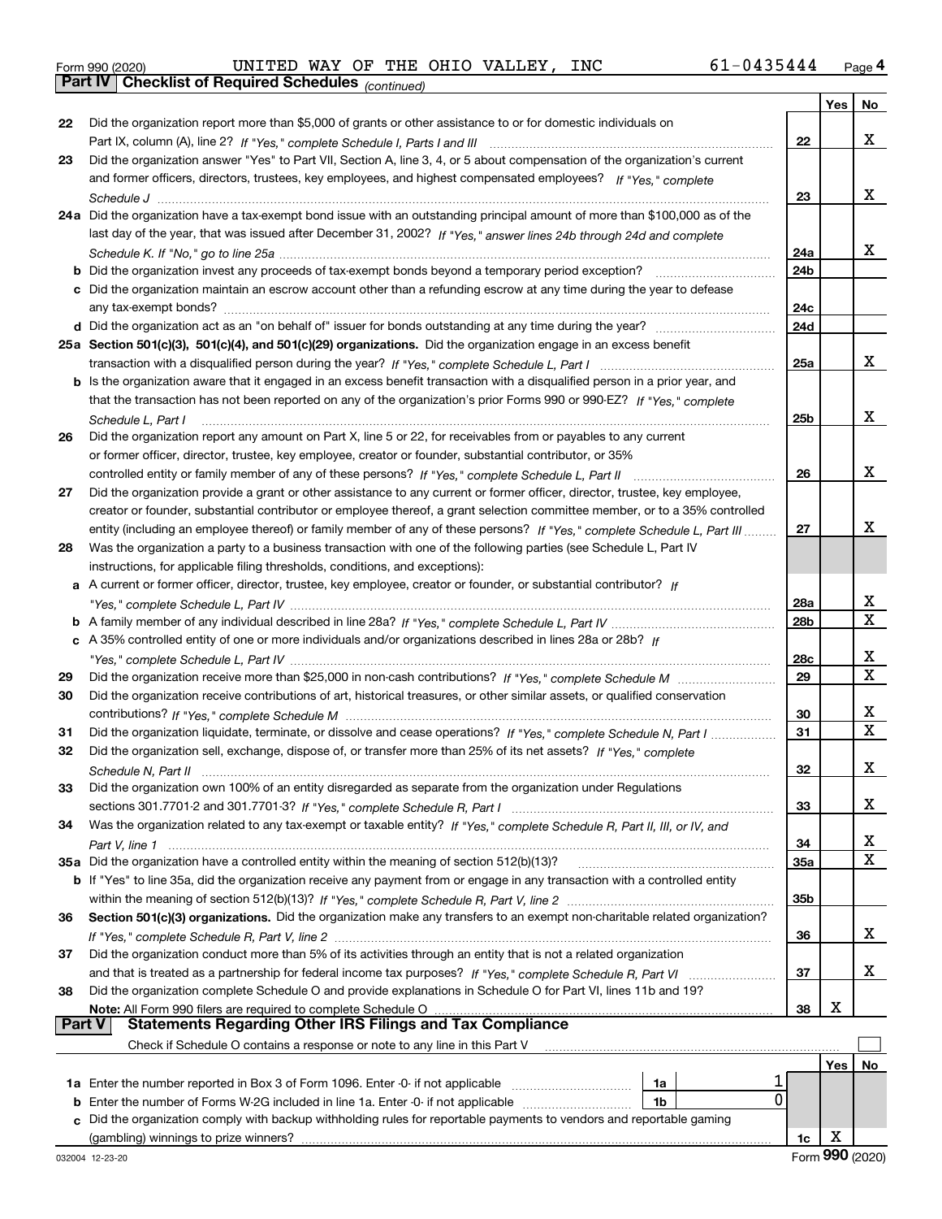Form 990 (2020) UNITED WAY OF THE OHIO VALLEY, INC 61-0435444

## Part IV Checklist of Required Schedules *(continued)*

| | | | Yes | No |
|---|---|---|---|---|
| 22 | Did the organization report more than $5,000 of grants or other assistance to or for domestic individuals on Part IX, column (A), line 2? *If "Yes," complete Schedule I, Parts I and III* | 22 | | X |
| 23 | Did the organization answer "Yes" to Part VII, Section A, line 3, 4, or 5 about compensation of the organization's current and former officers, directors, trustees, key employees, and highest compensated employees? *If "Yes," complete Schedule J* | 23 | | X |
| 24a | Did the organization have a tax-exempt bond issue with an outstanding principal amount of more than $100,000 as of the last day of the year, that was issued after December 31, 2002? *If "Yes," answer lines 24b through 24d and complete Schedule K. If "No," go to line 25a* | 24a | | X |
| b | Did the organization invest any proceeds of tax-exempt bonds beyond a temporary period exception? | 24b | | |
| c | Did the organization maintain an escrow account other than a refunding escrow at any time during the year to defease any tax-exempt bonds? | 24c | | |
| d | Did the organization act as an "on behalf of" issuer for bonds outstanding at any time during the year? | 24d | | |
| 25a | **Section 501(c)(3), 501(c)(4), and 501(c)(29) organizations.** Did the organization engage in an excess benefit transaction with a disqualified person during the year? *If "Yes," complete Schedule L, Part I* | 25a | | X |
| b | Is the organization aware that it engaged in an excess benefit transaction with a disqualified person in a prior year, and that the transaction has not been reported on any of the organization's prior Forms 990 or 990-EZ? *If "Yes," complete Schedule L, Part I* | 25b | | X |
| 26 | Did the organization report any amount on Part X, line 5 or 22, for receivables from or payables to any current or former officer, director, trustee, key employee, creator or founder, substantial contributor, or 35% controlled entity or family member of any of these persons? *If "Yes," complete Schedule L, Part II* | 26 | | X |
| 27 | Did the organization provide a grant or other assistance to any current or former officer, director, trustee, key employee, creator or founder, substantial contributor or employee thereof, a grant selection committee member, or to a 35% controlled entity (including an employee thereof) or family member of any of these persons? *If "Yes," complete Schedule L, Part III* | 27 | | X |
| 28 | Was the organization a party to a business transaction with one of the following parties (see Schedule L, Part IV instructions, for applicable filing thresholds, conditions, and exceptions): | | | |
| a | A current or former officer, director, trustee, key employee, creator or founder, or substantial contributor? *If "Yes," complete Schedule L, Part IV* | 28a | | X |
| b | A family member of any individual described in line 28a? *If "Yes," complete Schedule L, Part IV* | 28b | | X |
| c | A 35% controlled entity of one or more individuals and/or organizations described in lines 28a or 28b? *If "Yes," complete Schedule L, Part IV* | 28c | | X |
| 29 | Did the organization receive more than $25,000 in non-cash contributions? *If "Yes," complete Schedule M* | 29 | | X |
| 30 | Did the organization receive contributions of art, historical treasures, or other similar assets, or qualified conservation contributions? *If "Yes," complete Schedule M* | 30 | | X |
| 31 | Did the organization liquidate, terminate, or dissolve and cease operations? *If "Yes," complete Schedule N, Part I* | 31 | | X |
| 32 | Did the organization sell, exchange, dispose of, or transfer more than 25% of its net assets? *If "Yes," complete Schedule N, Part II* | 32 | | X |
| 33 | Did the organization own 100% of an entity disregarded as separate from the organization under Regulations sections 301.7701-2 and 301.7701-3? *If "Yes," complete Schedule R, Part I* | 33 | | X |
| 34 | Was the organization related to any tax-exempt or taxable entity? *If "Yes," complete Schedule R, Part II, III, or IV, and Part V, line 1* | 34 | | X |
| 35a | Did the organization have a controlled entity within the meaning of section 512(b)(13)? | 35a | | X |
| b | If "Yes" to line 35a, did the organization receive any payment from or engage in any transaction with a controlled entity within the meaning of section 512(b)(13)? *If "Yes," complete Schedule R, Part V, line 2* | 35b | | |
| 36 | **Section 501(c)(3) organizations.** Did the organization make any transfers to an exempt non-charitable related organization? *If "Yes," complete Schedule R, Part V, line 2* | 36 | | X |
| 37 | Did the organization conduct more than 5% of its activities through an entity that is not a related organization and that is treated as a partnership for federal income tax purposes? *If "Yes," complete Schedule R, Part VI* | 37 | | X |
| 38 | Did the organization complete Schedule O and provide explanations in Schedule O for Part VI, lines 11b and 19? **Note:** All Form 990 filers are required to complete Schedule O | 38 | X | |

## Part V Statements Regarding Other IRS Filings and Tax Compliance

Check if Schedule O contains a response or note to any line in this Part V ☐

| | | | | | Yes | No |
|---|---|---|---|---|---|---|
| 1a | Enter the number reported in Box 3 of Form 1096. Enter -0- if not applicable | 1a | 1 | | | |
| b | Enter the number of Forms W-2G included in line 1a. Enter -0- if not applicable | 1b | 0 | | | |
| c | Did the organization comply with backup withholding rules for reportable payments to vendors and reportable gaming (gambling) winnings to prize winners? | | | 1c | X | |

Form **990** (2020)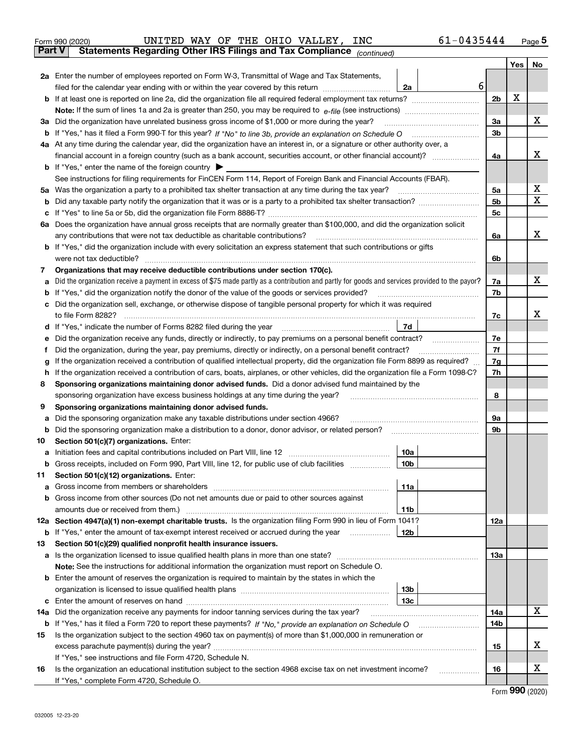Form 990 (2020) UNITED WAY OF THE OHIO VALLEY, INC 61-0435444

## Part V Statements Regarding Other IRS Filings and Tax Compliance *(continued)*

| | | | | | Yes | No |
|---|---|---|---|---|---|---|
| **2a** | Enter the number of employees reported on Form W-3, Transmittal of Wage and Tax Statements, filed for the calendar year ending with or within the year covered by this return | 2a | 6 | | | |
| **b** | If at least one is reported on line 2a, did the organization file all required federal employment tax returns? | | | 2b | X | |
| | **Note:** If the sum of lines 1a and 2a is greater than 250, you may be required to *e-file* (see instructions) | | | | | |
| **3a** | Did the organization have unrelated business gross income of $1,000 or more during the year? | | | 3a | | X |
| **b** | If "Yes," has it filed a Form 990-T for this year? *If "No" to line 3b, provide an explanation on Schedule O* | | | 3b | | |
| **4a** | At any time during the calendar year, did the organization have an interest in, or a signature or other authority over, a financial account in a foreign country (such as a bank account, securities account, or other financial account)? | | | 4a | | X |
| **b** | If "Yes," enter the name of the foreign country ▶ | | | | | |
| | See instructions for filing requirements for FinCEN Form 114, Report of Foreign Bank and Financial Accounts (FBAR). | | | | | |
| **5a** | Was the organization a party to a prohibited tax shelter transaction at any time during the tax year? | | | 5a | | X |
| **b** | Did any taxable party notify the organization that it was or is a party to a prohibited tax shelter transaction? | | | 5b | | X |
| **c** | If "Yes" to line 5a or 5b, did the organization file Form 8886-T? | | | 5c | | |
| **6a** | Does the organization have annual gross receipts that are normally greater than $100,000, and did the organization solicit any contributions that were not tax deductible as charitable contributions? | | | 6a | | X |
| **b** | If "Yes," did the organization include with every solicitation an express statement that such contributions or gifts were not tax deductible? | | | 6b | | |
| **7** | **Organizations that may receive deductible contributions under section 170(c).** | | | | | |
| **a** | Did the organization receive a payment in excess of $75 made partly as a contribution and partly for goods and services provided to the payor? | | | 7a | | X |
| **b** | If "Yes," did the organization notify the donor of the value of the goods or services provided? | | | 7b | | |
| **c** | Did the organization sell, exchange, or otherwise dispose of tangible personal property for which it was required to file Form 8282? | | | 7c | | X |
| **d** | If "Yes," indicate the number of Forms 8282 filed during the year | 7d | | | | |
| **e** | Did the organization receive any funds, directly or indirectly, to pay premiums on a personal benefit contract? | | | 7e | | |
| **f** | Did the organization, during the year, pay premiums, directly or indirectly, on a personal benefit contract? | | | 7f | | |
| **g** | If the organization received a contribution of qualified intellectual property, did the organization file Form 8899 as required? | | | 7g | | |
| **h** | If the organization received a contribution of cars, boats, airplanes, or other vehicles, did the organization file a Form 1098-C? | | | 7h | | |
| **8** | **Sponsoring organizations maintaining donor advised funds.** Did a donor advised fund maintained by the sponsoring organization have excess business holdings at any time during the year? | | | 8 | | |
| **9** | **Sponsoring organizations maintaining donor advised funds.** | | | | | |
| **a** | Did the sponsoring organization make any taxable distributions under section 4966? | | | 9a | | |
| **b** | Did the sponsoring organization make a distribution to a donor, donor advisor, or related person? | | | 9b | | |
| **10** | **Section 501(c)(7) organizations.** Enter: | | | | | |
| **a** | Initiation fees and capital contributions included on Part VIII, line 12 | 10a | | | | |
| **b** | Gross receipts, included on Form 990, Part VIII, line 12, for public use of club facilities | 10b | | | | |
| **11** | **Section 501(c)(12) organizations.** Enter: | | | | | |
| **a** | Gross income from members or shareholders | 11a | | | | |
| **b** | Gross income from other sources (Do not net amounts due or paid to other sources against amounts due or received from them.) | 11b | | | | |
| **12a** | **Section 4947(a)(1) non-exempt charitable trusts.** Is the organization filing Form 990 in lieu of Form 1041? | | | 12a | | |
| **b** | If "Yes," enter the amount of tax-exempt interest received or accrued during the year | 12b | | | | |
| **13** | **Section 501(c)(29) qualified nonprofit health insurance issuers.** | | | | | |
| **a** | Is the organization licensed to issue qualified health plans in more than one state? | | | 13a | | |
| | **Note:** See the instructions for additional information the organization must report on Schedule O. | | | | | |
| **b** | Enter the amount of reserves the organization is required to maintain by the states in which the organization is licensed to issue qualified health plans | 13b | | | | |
| **c** | Enter the amount of reserves on hand | 13c | | | | |
| **14a** | Did the organization receive any payments for indoor tanning services during the tax year? | | | 14a | | X |
| **b** | If "Yes," has it filed a Form 720 to report these payments? *If "No," provide an explanation on Schedule O* | | | 14b | | |
| **15** | Is the organization subject to the section 4960 tax on payment(s) of more than $1,000,000 in remuneration or excess parachute payment(s) during the year? | | | 15 | | X |
| | If "Yes," see instructions and file Form 4720, Schedule N. | | | | | |
| **16** | Is the organization an educational institution subject to the section 4968 excise tax on net investment income? | | | 16 | | X |
| | If "Yes," complete Form 4720, Schedule O. | | | | | |

Form **990** (2020)

032005 12-23-20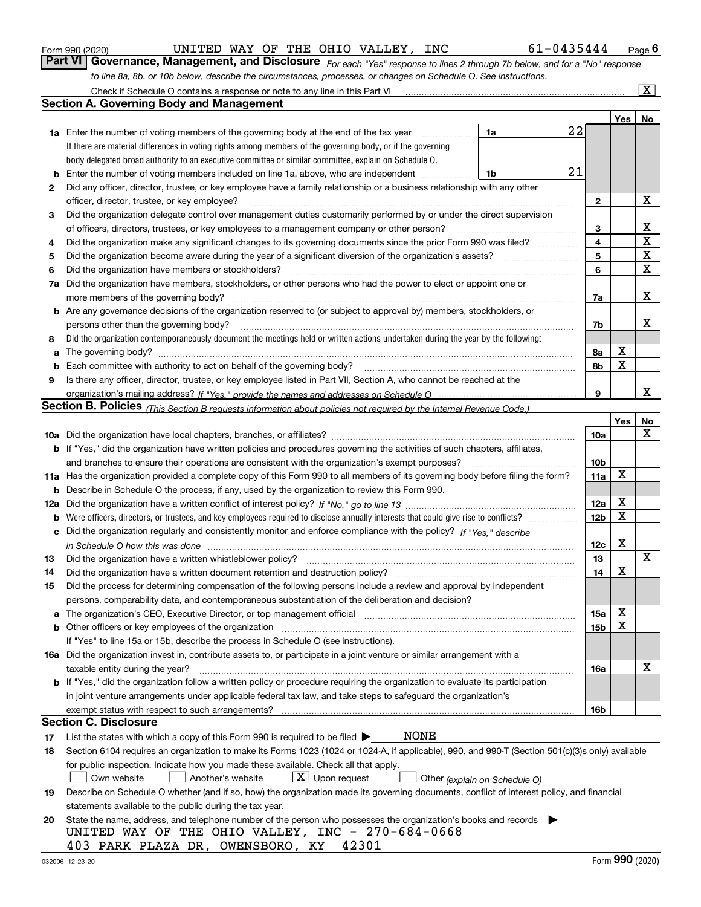Form 990 (2020) UNITED WAY OF THE OHIO VALLEY, INC 61-0435444 Page 6

## Part VI Governance, Management, and Disclosure

*For each "Yes" response to lines 2 through 7b below, and for a "No" response to line 8a, 8b, or 10b below, describe the circumstances, processes, or changes on Schedule O. See instructions.*

Check if Schedule O contains a response or note to any line in this Part VI [X]

### Section A. Governing Body and Management

| | | | | Yes | No |
|---|---|---|---|---|---|
| **1a** | Enter the number of voting members of the governing body at the end of the tax year. If there are material differences in voting rights among members of the governing body, or if the governing body delegated broad authority to an executive committee or similar committee, explain on Schedule O. | 1a | 22 | | |
| **b** | Enter the number of voting members included on line 1a, above, who are independent | 1b | 21 | | |
| **2** | Did any officer, director, trustee, or key employee have a family relationship or a business relationship with any other officer, director, trustee, or key employee? | | 2 | | X |
| **3** | Did the organization delegate control over management duties customarily performed by or under the direct supervision of officers, directors, trustees, or key employees to a management company or other person? | | 3 | | X |
| **4** | Did the organization make any significant changes to its governing documents since the prior Form 990 was filed? | | 4 | | X |
| **5** | Did the organization become aware during the year of a significant diversion of the organization's assets? | | 5 | | X |
| **6** | Did the organization have members or stockholders? | | 6 | | X |
| **7a** | Did the organization have members, stockholders, or other persons who had the power to elect or appoint one or more members of the governing body? | | 7a | | X |
| **b** | Are any governance decisions of the organization reserved to (or subject to approval by) members, stockholders, or persons other than the governing body? | | 7b | | X |
| **8** | Did the organization contemporaneously document the meetings held or written actions undertaken during the year by the following: | | | | |
| **a** | The governing body? | | 8a | X | |
| **b** | Each committee with authority to act on behalf of the governing body? | | 8b | X | |
| **9** | Is there any officer, director, trustee, or key employee listed in Part VII, Section A, who cannot be reached at the organization's mailing address? *If "Yes," provide the names and addresses on Schedule O* | | 9 | | X |

### Section B. Policies *(This Section B requests information about policies not required by the Internal Revenue Code.)*

| | | | Yes | No |
|---|---|---|---|---|
| **10a** | Did the organization have local chapters, branches, or affiliates? | 10a | | X |
| **b** | If "Yes," did the organization have written policies and procedures governing the activities of such chapters, affiliates, and branches to ensure their operations are consistent with the organization's exempt purposes? | 10b | | |
| **11a** | Has the organization provided a complete copy of this Form 990 to all members of its governing body before filing the form? | 11a | X | |
| **b** | Describe in Schedule O the process, if any, used by the organization to review this Form 990. | | | |
| **12a** | Did the organization have a written conflict of interest policy? *If "No," go to line 13* | 12a | X | |
| **b** | Were officers, directors, or trustees, and key employees required to disclose annually interests that could give rise to conflicts? | 12b | X | |
| **c** | Did the organization regularly and consistently monitor and enforce compliance with the policy? *If "Yes," describe in Schedule O how this was done* | 12c | X | |
| **13** | Did the organization have a written whistleblower policy? | 13 | | X |
| **14** | Did the organization have a written document retention and destruction policy? | 14 | X | |
| **15** | Did the process for determining compensation of the following persons include a review and approval by independent persons, comparability data, and contemporaneous substantiation of the deliberation and decision? | | | |
| **a** | The organization's CEO, Executive Director, or top management official | 15a | X | |
| **b** | Other officers or key employees of the organization | 15b | X | |
| | If "Yes" to line 15a or 15b, describe the process in Schedule O (see instructions). | | | |
| **16a** | Did the organization invest in, contribute assets to, or participate in a joint venture or similar arrangement with a taxable entity during the year? | 16a | | X |
| **b** | If "Yes," did the organization follow a written policy or procedure requiring the organization to evaluate its participation in joint venture arrangements under applicable federal tax law, and take steps to safeguard the organization's exempt status with respect to such arrangements? | 16b | | |

### Section C. Disclosure

**17** List the states with which a copy of this Form 990 is required to be filed ▶ NONE

**18** Section 6104 requires an organization to make its Forms 1023 (1024 or 1024-A, if applicable), 990, and 990-T (Section 501(c)(3)s only) available for public inspection. Indicate how you made these available. Check all that apply.

[ ] Own website [ ] Another's website [X] Upon request [ ] Other *(explain on Schedule O)*

**19** Describe on Schedule O whether (and if so, how) the organization made its governing documents, conflict of interest policy, and financial statements available to the public during the tax year.

**20** State the name, address, and telephone number of the person who possesses the organization's books and records ▶

UNITED WAY OF THE OHIO VALLEY, INC - 270-684-0668
403 PARK PLAZA DR, OWENSBORO, KY 42301

032006 12-23-20 Form **990** (2020)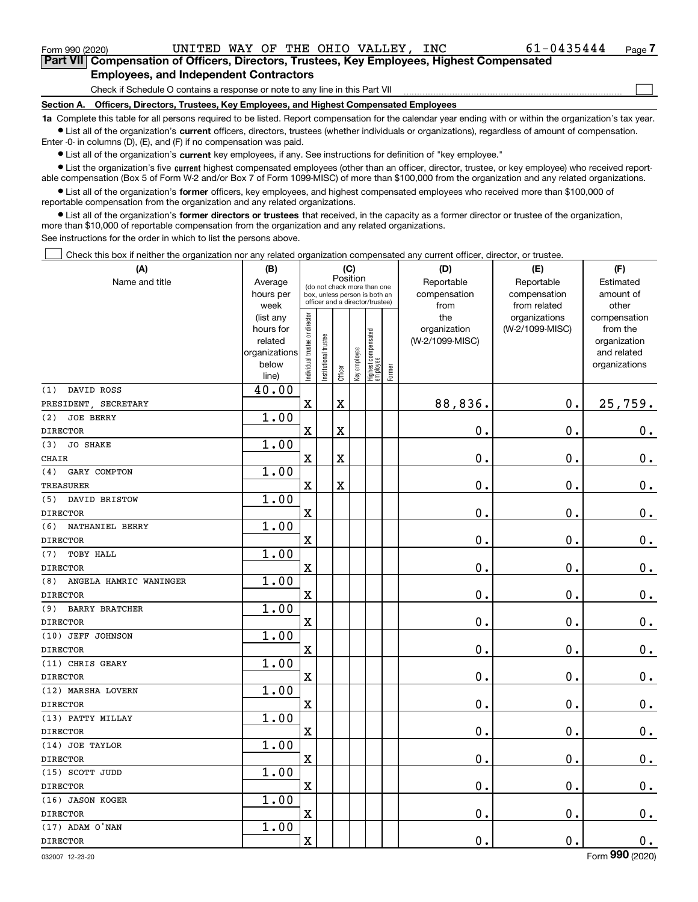Form 990 (2020) UNITED WAY OF THE OHIO VALLEY, INC 61-0435444

## Part VII Compensation of Officers, Directors, Trustees, Key Employees, Highest Compensated Employees, and Independent Contractors

Check if Schedule O contains a response or note to any line in this Part VII

### Section A. Officers, Directors, Trustees, Key Employees, and Highest Compensated Employees

**1a** Complete this table for all persons required to be listed. Report compensation for the calendar year ending with or within the organization's tax year.

- List all of the organization's **current** officers, directors, trustees (whether individuals or organizations), regardless of amount of compensation. Enter -0- in columns (D), (E), and (F) if no compensation was paid.
- List all of the organization's **current** key employees, if any. See instructions for definition of "key employee."
- List the organization's five **current** highest compensated employees (other than an officer, director, trustee, or key employee) who received reportable compensation (Box 5 of Form W-2 and/or Box 7 of Form 1099-MISC) of more than $100,000 from the organization and any related organizations.
- List all of the organization's **former** officers, key employees, and highest compensated employees who received more than $100,000 of reportable compensation from the organization and any related organizations.
- List all of the organization's **former directors or trustees** that received, in the capacity as a former director or trustee of the organization, more than $10,000 of reportable compensation from the organization and any related organizations.

See instructions for the order in which to list the persons above.

Check this box if neither the organization nor any related organization compensated any current officer, director, or trustee.

| (A) Name and title | (B) Average hours per week (list any hours for related organizations below line) | (C) Position: Individual trustee or director | Institutional trustee | Officer | Key employee | Highest compensated employee | Former | (D) Reportable compensation from the organization (W-2/1099-MISC) | (E) Reportable compensation from related organizations (W-2/1099-MISC) | (F) Estimated amount of other compensation from the organization and related organizations |
|---|---|---|---|---|---|---|---|---|---|---|
| (1) DAVID ROSS<br>PRESIDENT, SECRETARY | 40.00 | X | | X | | | | 88,836. | 0. | 25,759. |
| (2) JOE BERRY<br>DIRECTOR | 1.00 | X | | X | | | | 0. | 0. | 0. |
| (3) JO SHAKE<br>CHAIR | 1.00 | X | | X | | | | 0. | 0. | 0. |
| (4) GARY COMPTON<br>TREASURER | 1.00 | X | | X | | | | 0. | 0. | 0. |
| (5) DAVID BRISTOW<br>DIRECTOR | 1.00 | X | | | | | | 0. | 0. | 0. |
| (6) NATHANIEL BERRY<br>DIRECTOR | 1.00 | X | | | | | | 0. | 0. | 0. |
| (7) TOBY HALL<br>DIRECTOR | 1.00 | X | | | | | | 0. | 0. | 0. |
| (8) ANGELA HAMRIC WANINGER<br>DIRECTOR | 1.00 | X | | | | | | 0. | 0. | 0. |
| (9) BARRY BRATCHER<br>DIRECTOR | 1.00 | X | | | | | | 0. | 0. | 0. |
| (10) JEFF JOHNSON<br>DIRECTOR | 1.00 | X | | | | | | 0. | 0. | 0. |
| (11) CHRIS GEARY<br>DIRECTOR | 1.00 | X | | | | | | 0. | 0. | 0. |
| (12) MARSHA LOVERN<br>DIRECTOR | 1.00 | X | | | | | | 0. | 0. | 0. |
| (13) PATTY MILLAY<br>DIRECTOR | 1.00 | X | | | | | | 0. | 0. | 0. |
| (14) JOE TAYLOR<br>DIRECTOR | 1.00 | X | | | | | | 0. | 0. | 0. |
| (15) SCOTT JUDD<br>DIRECTOR | 1.00 | X | | | | | | 0. | 0. | 0. |
| (16) JASON KOGER<br>DIRECTOR | 1.00 | X | | | | | | 0. | 0. | 0. |
| (17) ADAM O'NAN<br>DIRECTOR | 1.00 | X | | | | | | 0. | 0. | 0. |

032007 12-23-20 Form 990 (2020)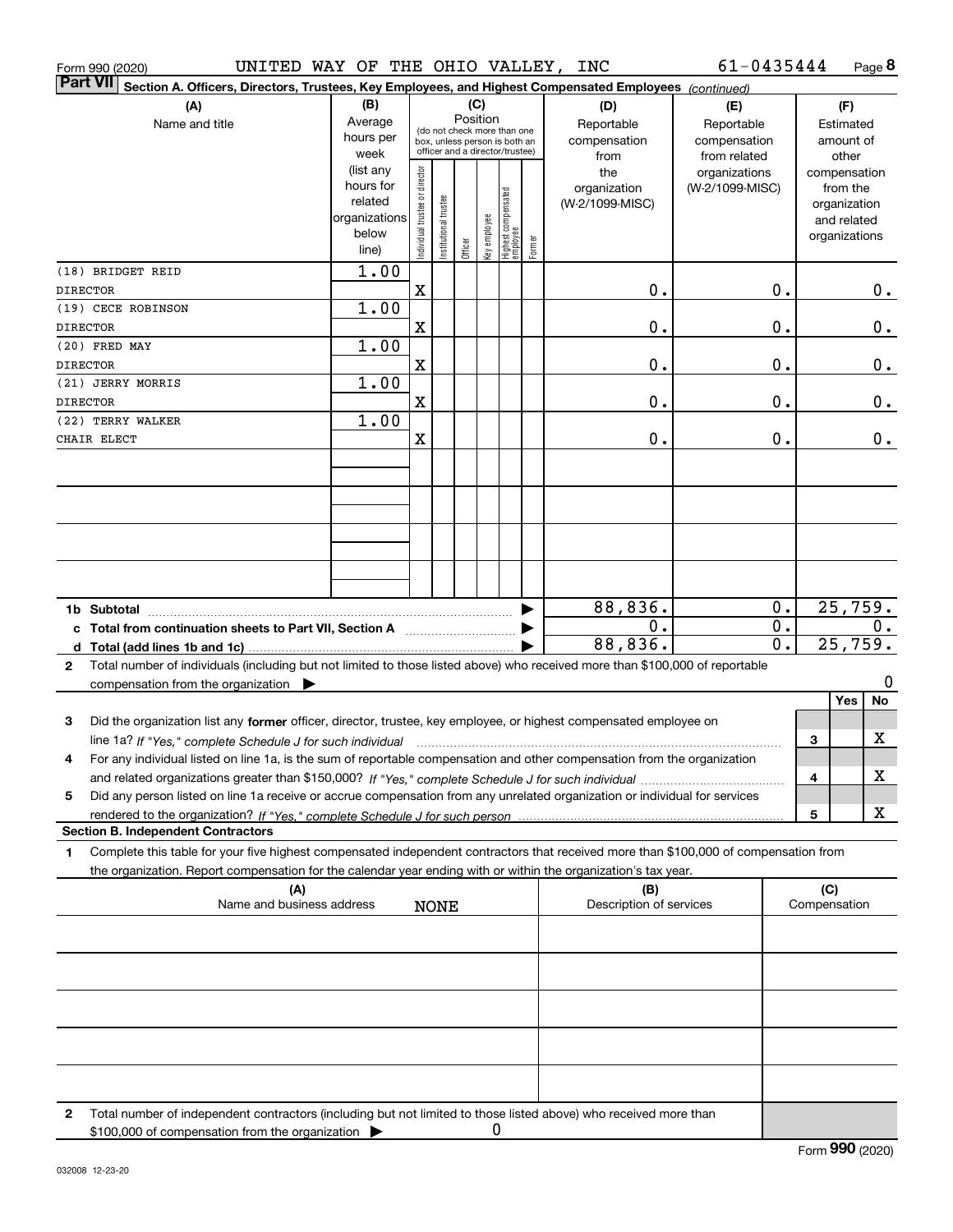Form 990 (2020) UNITED WAY OF THE OHIO VALLEY, INC 61-0435444 Page 8

**Part VII Section A. Officers, Directors, Trustees, Key Employees, and Highest Compensated Employees** *(continued)*

| (A) Name and title | (B) Average hours per week (list any hours for related organizations below line) | (C) Position: Individual trustee or director | Institutional trustee | Officer | Key employee | Highest compensated employee | Former | (D) Reportable compensation from the organization (W-2/1099-MISC) | (E) Reportable compensation from related organizations (W-2/1099-MISC) | (F) Estimated amount of other compensation from the organization and related organizations |
|---|---|---|---|---|---|---|---|---|---|---|
| (18) BRIDGET REID<br>DIRECTOR | 1.00 | X | | | | | | 0. | 0. | 0. |
| (19) CECE ROBINSON<br>DIRECTOR | 1.00 | X | | | | | | 0. | 0. | 0. |
| (20) FRED MAY<br>DIRECTOR | 1.00 | X | | | | | | 0. | 0. | 0. |
| (21) JERRY MORRIS<br>DIRECTOR | 1.00 | X | | | | | | 0. | 0. | 0. |
| (22) TERRY WALKER<br>CHAIR ELECT | 1.00 | X | | | | | | 0. | 0. | 0. |
| 1b Subtotal | | | | | | | | 88,836. | 0. | 25,759. |
| c Total from continuation sheets to Part VII, Section A | | | | | | | | 0. | 0. | 0. |
| d Total (add lines 1b and 1c) | | | | | | | | 88,836. | 0. | 25,759. |

2 Total number of individuals (including but not limited to those listed above) who received more than $100,000 of reportable compensation from the organization ▶ 0

| | | Yes | No |
|---|---|---|---|
| 3 Did the organization list any **former** officer, director, trustee, key employee, or highest compensated employee on line 1a? *If "Yes," complete Schedule J for such individual* | 3 | | X |
| 4 For any individual listed on line 1a, is the sum of reportable compensation and other compensation from the organization and related organizations greater than $150,000? *If "Yes," complete Schedule J for such individual* | 4 | | X |
| 5 Did any person listed on line 1a receive or accrue compensation from any unrelated organization or individual for services rendered to the organization? *If "Yes," complete Schedule J for such person* | 5 | | X |

**Section B. Independent Contractors**

1 Complete this table for your five highest compensated independent contractors that received more than $100,000 of compensation from the organization. Report compensation for the calendar year ending with or within the organization's tax year.

| (A) Name and business address | (B) Description of services | (C) Compensation |
|---|---|---|
| NONE | | |

2 Total number of independent contractors (including but not limited to those listed above) who received more than $100,000 of compensation from the organization ▶ 0

Form **990** (2020)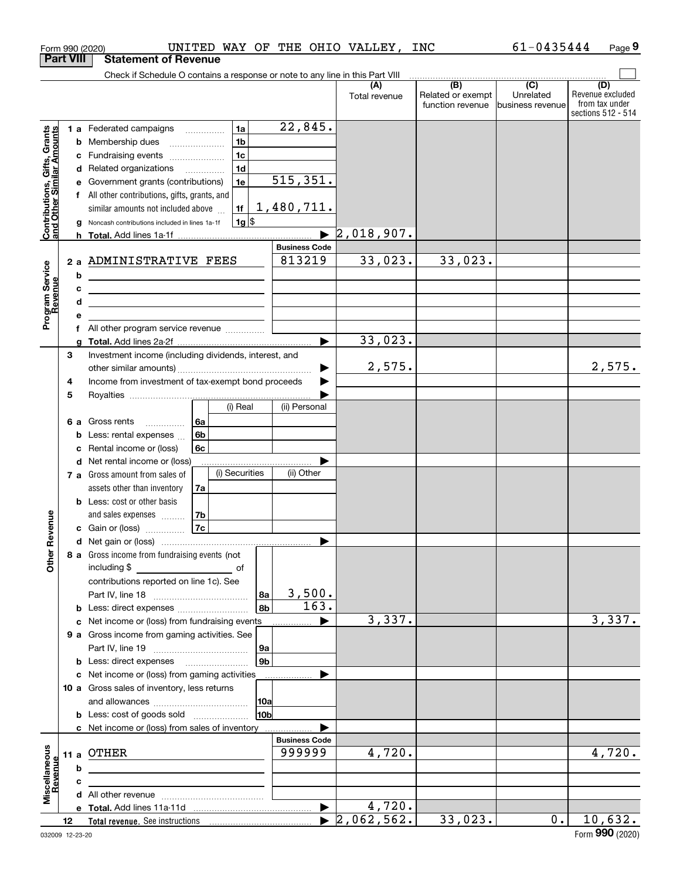Form 990 (2020) UNITED WAY OF THE OHIO VALLEY, INC 61-0435444 Page **9**

## Part VIII Statement of Revenue

Check if Schedule O contains a response or note to any line in this Part VIII ☐

| | | | | (A) Total revenue | (B) Related or exempt function revenue | (C) Unrelated business revenue | (D) Revenue excluded from tax under sections 512 - 514 |
|---|---|---|---|---|---|---|---|
| **Contributions, Gifts, Grants and Other Similar Amounts** | 1 a Federated campaigns | 1a | 22,845. | | | | |
| | b Membership dues | 1b | | | | | |
| | c Fundraising events | 1c | | | | | |
| | d Related organizations | 1d | | | | | |
| | e Government grants (contributions) | 1e | 515,351. | | | | |
| | f All other contributions, gifts, grants, and similar amounts not included above | 1f | 1,480,711. | | | | |
| | g Noncash contributions included in lines 1a-1f | 1g | $ | | | | |
| | h **Total.** Add lines 1a-1f | | ▶ | 2,018,907. | | | |
| | | | **Business Code** | | | | |
| **Program Service Revenue** | 2 a ADMINISTRATIVE FEES | | 813219 | 33,023. | 33,023. | | |
| | b | | | | | | |
| | c | | | | | | |
| | d | | | | | | |
| | e | | | | | | |
| | f All other program service revenue | | | | | | |
| | g **Total.** Add lines 2a-2f | | ▶ | 33,023. | | | |
| **Other Revenue** | 3 Investment income (including dividends, interest, and other similar amounts) | | ▶ | 2,575. | | | 2,575. |
| | 4 Income from investment of tax-exempt bond proceeds | | ▶ | | | | |
| | 5 Royalties | | ▶ | | | | |
| | | (i) Real | (ii) Personal | | | | |
| | 6 a Gross rents (6a) | | | | | | |
| | b Less: rental expenses (6b) | | | | | | |
| | c Rental income or (loss) (6c) | | | | | | |
| | d Net rental income or (loss) | | ▶ | | | | |
| | | (i) Securities | (ii) Other | | | | |
| | 7 a Gross amount from sales of assets other than inventory (7a) | | | | | | |
| | b Less: cost or other basis and sales expenses (7b) | | | | | | |
| | c Gain or (loss) (7c) | | | | | | |
| | d Net gain or (loss) | | ▶ | | | | |
| | 8 a Gross income from fundraising events (not including $ of contributions reported on line 1c). See Part IV, line 18 | 8a | 3,500. | | | | |
| | b Less: direct expenses | 8b | 163. | | | | |
| | c Net income or (loss) from fundraising events | | ▶ | 3,337. | | | 3,337. |
| | 9 a Gross income from gaming activities. See Part IV, line 19 | 9a | | | | | |
| | b Less: direct expenses | 9b | | | | | |
| | c Net income or (loss) from gaming activities | | ▶ | | | | |
| | 10 a Gross sales of inventory, less returns and allowances | 10a | | | | | |
| | b Less: cost of goods sold | 10b | | | | | |
| | c Net income or (loss) from sales of inventory | | ▶ | | | | |
| | | | **Business Code** | | | | |
| **Miscellaneous Revenue** | 11 a OTHER | | 999999 | 4,720. | | | 4,720. |
| | b | | | | | | |
| | c | | | | | | |
| | d All other revenue | | | | | | |
| | e **Total.** Add lines 11a-11d | | ▶ | 4,720. | | | |
| | 12 **Total revenue.** See instructions | | ▶ | 2,062,562. | 33,023. | 0. | 10,632. |

032009 12-23-20 Form **990** (2020)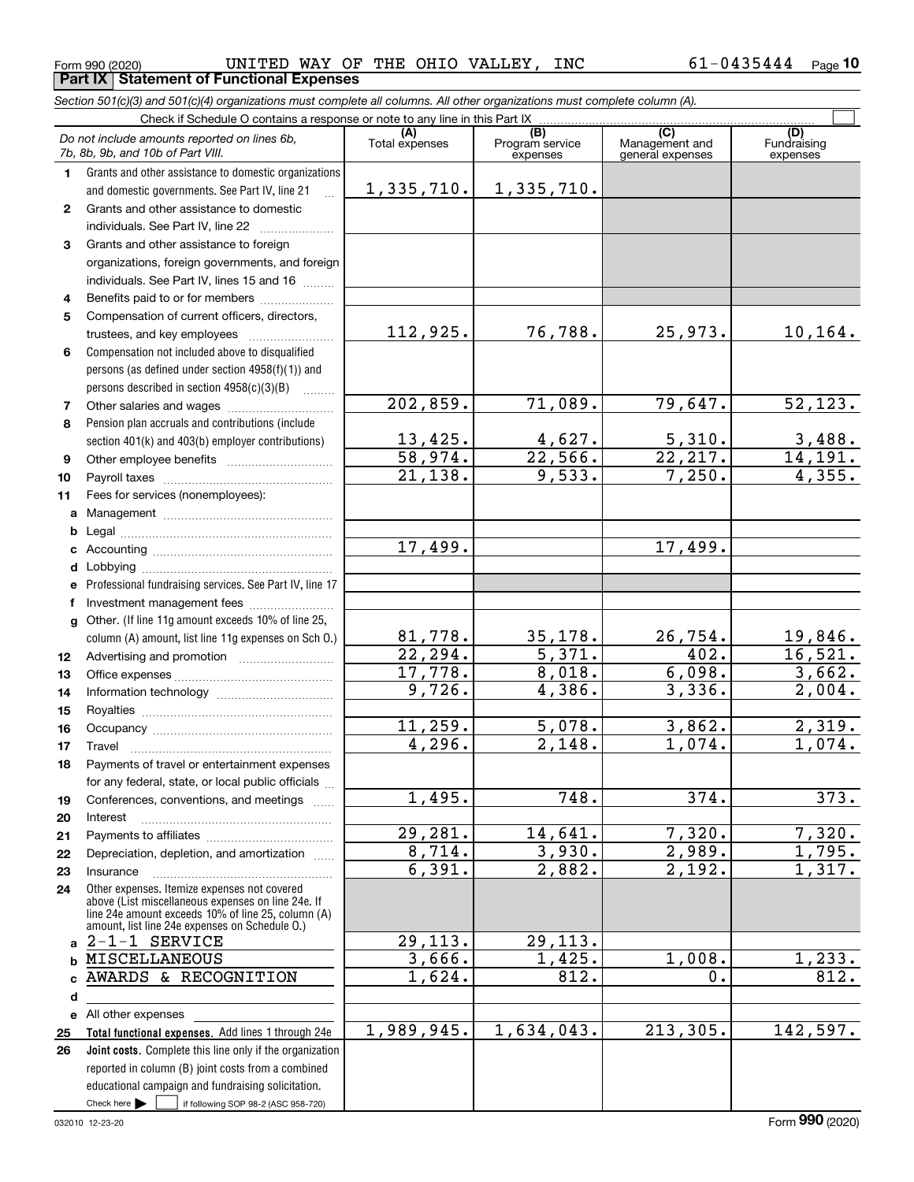Form 990 (2020) UNITED WAY OF THE OHIO VALLEY, INC 61-0435444

**Part IX Statement of Functional Expenses**

*Section 501(c)(3) and 501(c)(4) organizations must complete all columns. All other organizations must complete column (A).*

Check if Schedule O contains a response or note to any line in this Part IX

| | *Do not include amounts reported on lines 6b, 7b, 8b, 9b, and 10b of Part VIII.* | (A) Total expenses | (B) Program service expenses | (C) Management and general expenses | (D) Fundraising expenses |
|---|---|---|---|---|---|
| 1 | Grants and other assistance to domestic organizations and domestic governments. See Part IV, line 21 | 1,335,710. | 1,335,710. | | |
| 2 | Grants and other assistance to domestic individuals. See Part IV, line 22 | | | | |
| 3 | Grants and other assistance to foreign organizations, foreign governments, and foreign individuals. See Part IV, lines 15 and 16 | | | | |
| 4 | Benefits paid to or for members | | | | |
| 5 | Compensation of current officers, directors, trustees, and key employees | 112,925. | 76,788. | 25,973. | 10,164. |
| 6 | Compensation not included above to disqualified persons (as defined under section 4958(f)(1)) and persons described in section 4958(c)(3)(B) | | | | |
| 7 | Other salaries and wages | 202,859. | 71,089. | 79,647. | 52,123. |
| 8 | Pension plan accruals and contributions (include section 401(k) and 403(b) employer contributions) | 13,425. | 4,627. | 5,310. | 3,488. |
| 9 | Other employee benefits | 58,974. | 22,566. | 22,217. | 14,191. |
| 10 | Payroll taxes | 21,138. | 9,533. | 7,250. | 4,355. |
| 11 | Fees for services (nonemployees): | | | | |
| a | Management | | | | |
| b | Legal | | | | |
| c | Accounting | 17,499. | | 17,499. | |
| d | Lobbying | | | | |
| e | Professional fundraising services. See Part IV, line 17 | | | | |
| f | Investment management fees | | | | |
| g | Other. (If line 11g amount exceeds 10% of line 25, column (A) amount, list line 11g expenses on Sch O.) | 81,778. | 35,178. | 26,754. | 19,846. |
| 12 | Advertising and promotion | 22,294. | 5,371. | 402. | 16,521. |
| 13 | Office expenses | 17,778. | 8,018. | 6,098. | 3,662. |
| 14 | Information technology | 9,726. | 4,386. | 3,336. | 2,004. |
| 15 | Royalties | | | | |
| 16 | Occupancy | 11,259. | 5,078. | 3,862. | 2,319. |
| 17 | Travel | 4,296. | 2,148. | 1,074. | 1,074. |
| 18 | Payments of travel or entertainment expenses for any federal, state, or local public officials | | | | |
| 19 | Conferences, conventions, and meetings | 1,495. | 748. | 374. | 373. |
| 20 | Interest | | | | |
| 21 | Payments to affiliates | 29,281. | 14,641. | 7,320. | 7,320. |
| 22 | Depreciation, depletion, and amortization | 8,714. | 3,930. | 2,989. | 1,795. |
| 23 | Insurance | 6,391. | 2,882. | 2,192. | 1,317. |
| 24 | Other expenses. Itemize expenses not covered above (List miscellaneous expenses on line 24e. If line 24e amount exceeds 10% of line 25, column (A) amount, list line 24e expenses on Schedule O.) | | | | |
| a | 2-1-1 SERVICE | 29,113. | 29,113. | | |
| b | MISCELLANEOUS | 3,666. | 1,425. | 1,008. | 1,233. |
| c | AWARDS & RECOGNITION | 1,624. | 812. | 0. | 812. |
| d | | | | | |
| e | All other expenses | | | | |
| 25 | **Total functional expenses.** Add lines 1 through 24e | 1,989,945. | 1,634,043. | 213,305. | 142,597. |
| 26 | **Joint costs.** Complete this line only if the organization reported in column (B) joint costs from a combined educational campaign and fundraising solicitation. Check here ☐ if following SOP 98-2 (ASC 958-720) | | | | |

032010 12-23-20

Form **990** (2020)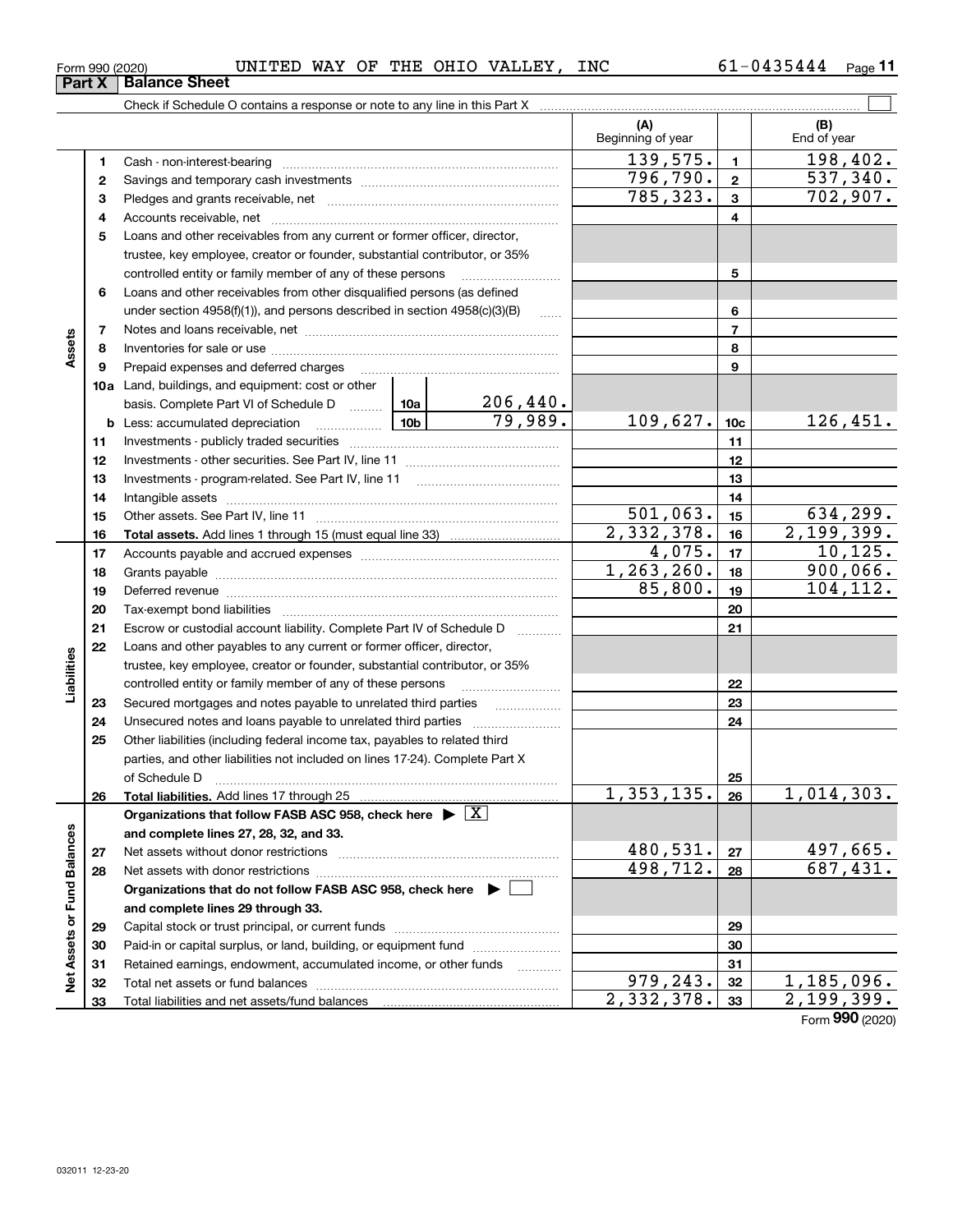Form 990 (2020) UNITED WAY OF THE OHIO VALLEY, INC 61-0435444

## Part X | Balance Sheet

Check if Schedule O contains a response or note to any line in this Part X

| | | | | (A) Beginning of year | | (B) End of year |
|---|---|---|---|---|---|---|
| Assets | 1 | Cash - non-interest-bearing | | 139,575. | 1 | 198,402. |
| | 2 | Savings and temporary cash investments | | 796,790. | 2 | 537,340. |
| | 3 | Pledges and grants receivable, net | | 785,323. | 3 | 702,907. |
| | 4 | Accounts receivable, net | | | 4 | |
| | 5 | Loans and other receivables from any current or former officer, director, trustee, key employee, creator or founder, substantial contributor, or 35% controlled entity or family member of any of these persons | | | 5 | |
| | 6 | Loans and other receivables from other disqualified persons (as defined under section 4958(f)(1)), and persons described in section 4958(c)(3)(B) | | | 6 | |
| | 7 | Notes and loans receivable, net | | | 7 | |
| | 8 | Inventories for sale or use | | | 8 | |
| | 9 | Prepaid expenses and deferred charges | | | 9 | |
| | 10a | Land, buildings, and equipment: cost or other basis. Complete Part VI of Schedule D | 10a 206,440. | | | |
| | b | Less: accumulated depreciation | 10b 79,989. | 109,627. | 10c | 126,451. |
| | 11 | Investments - publicly traded securities | | | 11 | |
| | 12 | Investments - other securities. See Part IV, line 11 | | | 12 | |
| | 13 | Investments - program-related. See Part IV, line 11 | | | 13 | |
| | 14 | Intangible assets | | | 14 | |
| | 15 | Other assets. See Part IV, line 11 | | 501,063. | 15 | 634,299. |
| | 16 | **Total assets.** Add lines 1 through 15 (must equal line 33) | | 2,332,378. | 16 | 2,199,399. |
| Liabilities | 17 | Accounts payable and accrued expenses | | 4,075. | 17 | 10,125. |
| | 18 | Grants payable | | 1,263,260. | 18 | 900,066. |
| | 19 | Deferred revenue | | 85,800. | 19 | 104,112. |
| | 20 | Tax-exempt bond liabilities | | | 20 | |
| | 21 | Escrow or custodial account liability. Complete Part IV of Schedule D | | | 21 | |
| | 22 | Loans and other payables to any current or former officer, director, trustee, key employee, creator or founder, substantial contributor, or 35% controlled entity or family member of any of these persons | | | 22 | |
| | 23 | Secured mortgages and notes payable to unrelated third parties | | | 23 | |
| | 24 | Unsecured notes and loans payable to unrelated third parties | | | 24 | |
| | 25 | Other liabilities (including federal income tax, payables to related third parties, and other liabilities not included on lines 17-24). Complete Part X of Schedule D | | | 25 | |
| | 26 | **Total liabilities.** Add lines 17 through 25 | | 1,353,135. | 26 | 1,014,303. |
| Net Assets or Fund Balances | | **Organizations that follow FASB ASC 958, check here** ▶ [X] **and complete lines 27, 28, 32, and 33.** | | | | |
| | 27 | Net assets without donor restrictions | | 480,531. | 27 | 497,665. |
| | 28 | Net assets with donor restrictions | | 498,712. | 28 | 687,431. |
| | | **Organizations that do not follow FASB ASC 958, check here** ▶ [ ] **and complete lines 29 through 33.** | | | | |
| | 29 | Capital stock or trust principal, or current funds | | | 29 | |
| | 30 | Paid-in or capital surplus, or land, building, or equipment fund | | | 30 | |
| | 31 | Retained earnings, endowment, accumulated income, or other funds | | | 31 | |
| | 32 | Total net assets or fund balances | | 979,243. | 32 | 1,185,096. |
| | 33 | Total liabilities and net assets/fund balances | | 2,332,378. | 33 | 2,199,399. |

Form **990** (2020)

032011 12-23-20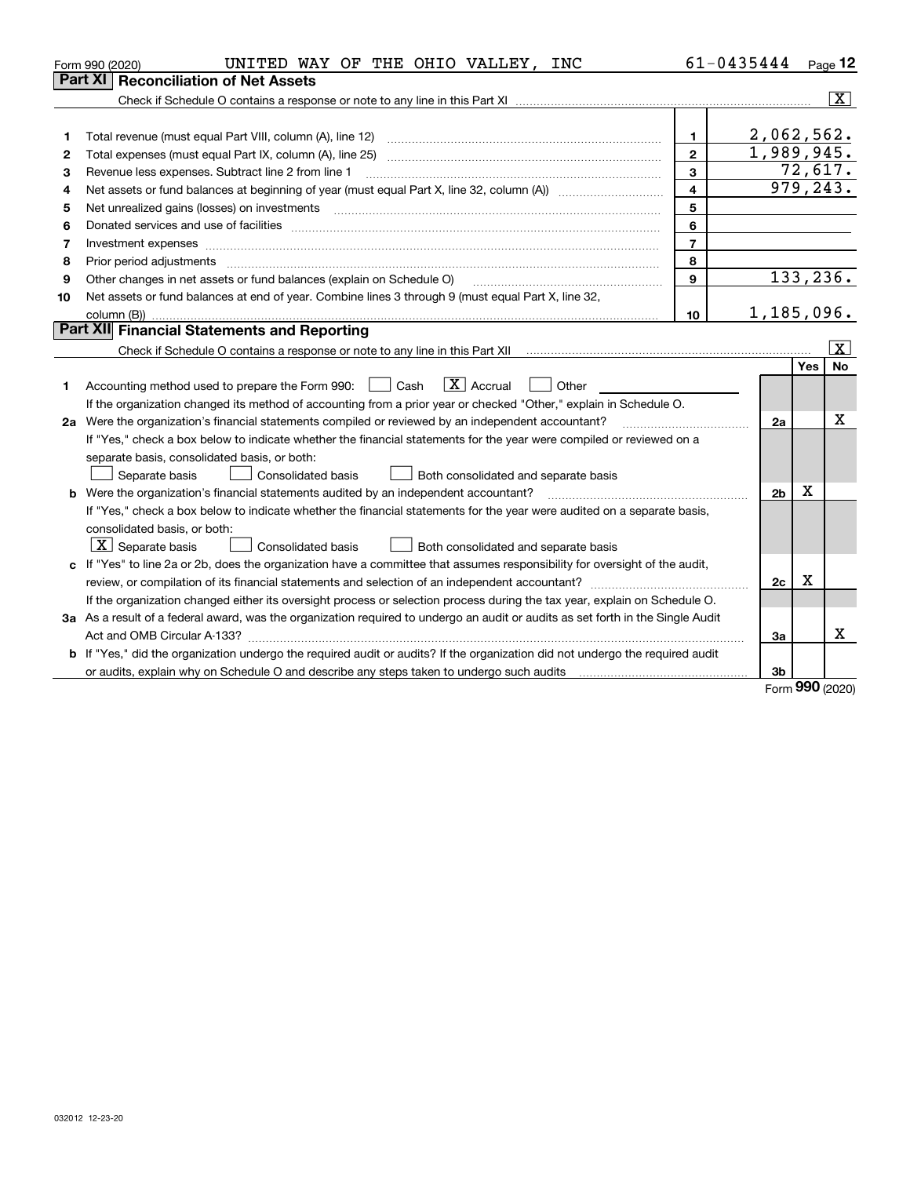Form 990 (2020) UNITED WAY OF THE OHIO VALLEY, INC 61-0435444

## Part XI Reconciliation of Net Assets

Check if Schedule O contains a response or note to any line in this Part XI ..... [X]

| | | | |
|---|---|---|---|
| 1 | Total revenue (must equal Part VIII, column (A), line 12) | 1 | 2,062,562. |
| 2 | Total expenses (must equal Part IX, column (A), line 25) | 2 | 1,989,945. |
| 3 | Revenue less expenses. Subtract line 2 from line 1 | 3 | 72,617. |
| 4 | Net assets or fund balances at beginning of year (must equal Part X, line 32, column (A)) | 4 | 979,243. |
| 5 | Net unrealized gains (losses) on investments | 5 | |
| 6 | Donated services and use of facilities | 6 | |
| 7 | Investment expenses | 7 | |
| 8 | Prior period adjustments | 8 | |
| 9 | Other changes in net assets or fund balances (explain on Schedule O) | 9 | 133,236. |
| 10 | Net assets or fund balances at end of year. Combine lines 3 through 9 (must equal Part X, line 32, column (B)) | 10 | 1,185,096. |

## Part XII Financial Statements and Reporting

Check if Schedule O contains a response or note to any line in this Part XII ..... [X]

| | | | Yes | No |
|---|---|---|---|---|
| 1 | Accounting method used to prepare the Form 990: [ ] Cash [X] Accrual [ ] Other<br>If the organization changed its method of accounting from a prior year or checked "Other," explain in Schedule O. | | | |
| 2a | Were the organization's financial statements compiled or reviewed by an independent accountant?<br>If "Yes," check a box below to indicate whether the financial statements for the year were compiled or reviewed on a separate basis, consolidated basis, or both:<br>[ ] Separate basis [ ] Consolidated basis [ ] Both consolidated and separate basis | 2a | | X |
| b | Were the organization's financial statements audited by an independent accountant?<br>If "Yes," check a box below to indicate whether the financial statements for the year were audited on a separate basis, consolidated basis, or both:<br>[X] Separate basis [ ] Consolidated basis [ ] Both consolidated and separate basis | 2b | X | |
| c | If "Yes" to line 2a or 2b, does the organization have a committee that assumes responsibility for oversight of the audit, review, or compilation of its financial statements and selection of an independent accountant?<br>If the organization changed either its oversight process or selection process during the tax year, explain on Schedule O. | 2c | X | |
| 3a | As a result of a federal award, was the organization required to undergo an audit or audits as set forth in the Single Audit Act and OMB Circular A-133? | 3a | | X |
| b | If "Yes," did the organization undergo the required audit or audits? If the organization did not undergo the required audit or audits, explain why on Schedule O and describe any steps taken to undergo such audits | 3b | | |

Form 990 (2020)

032012 12-23-20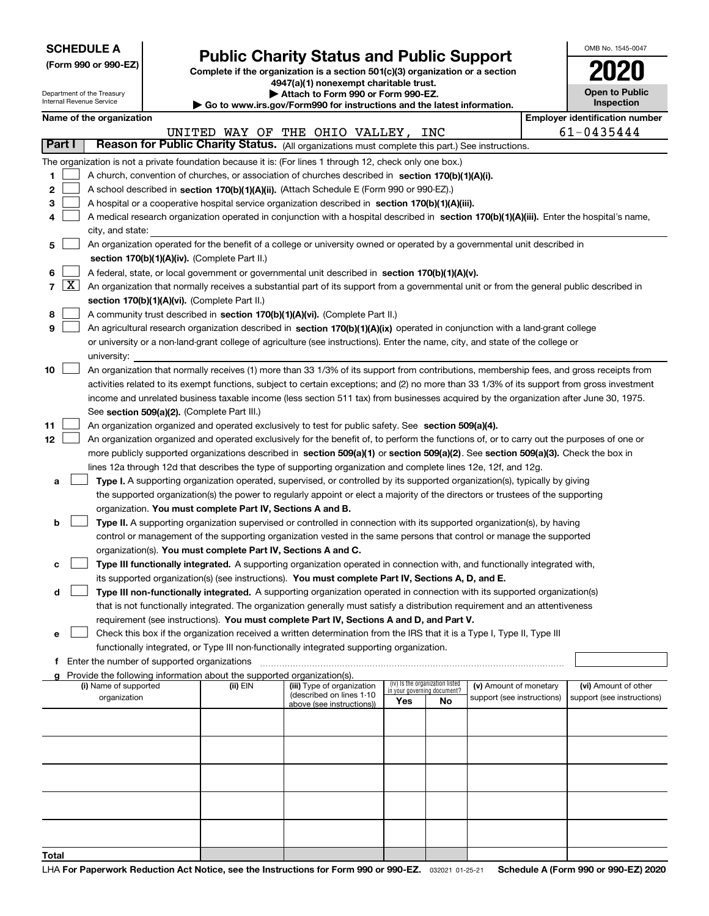**SCHEDULE A**
**(Form 990 or 990-EZ)**

Department of the Treasury
Internal Revenue Service

# Public Charity Status and Public Support

**Complete if the organization is a section 501(c)(3) organization or a section 4947(a)(1) nonexempt charitable trust.**
**▶ Attach to Form 990 or Form 990-EZ.**
**▶ Go to www.irs.gov/Form990 for instructions and the latest information.**

OMB No. 1545-0047
**2020**
**Open to Public Inspection**

**Name of the organization**
UNITED WAY OF THE OHIO VALLEY, INC

**Employer identification number**
61-0435444

## Part I — Reason for Public Charity Status. (All organizations must complete this part.) See instructions.

The organization is not a private foundation because it is: (For lines 1 through 12, check only one box.)

1. [ ] A church, convention of churches, or association of churches described in **section 170(b)(1)(A)(i).**
2. [ ] A school described in **section 170(b)(1)(A)(ii).** (Attach Schedule E (Form 990 or 990-EZ).)
3. [ ] A hospital or a cooperative hospital service organization described in **section 170(b)(1)(A)(iii).**
4. [ ] A medical research organization operated in conjunction with a hospital described in **section 170(b)(1)(A)(iii).** Enter the hospital's name, city, and state:
5. [ ] An organization operated for the benefit of a college or university owned or operated by a governmental unit described in **section 170(b)(1)(A)(iv).** (Complete Part II.)
6. [ ] A federal, state, or local government or governmental unit described in **section 170(b)(1)(A)(v).**
7. [X] An organization that normally receives a substantial part of its support from a governmental unit or from the general public described in **section 170(b)(1)(A)(vi).** (Complete Part II.)
8. [ ] A community trust described in **section 170(b)(1)(A)(vi).** (Complete Part II.)
9. [ ] An agricultural research organization described in **section 170(b)(1)(A)(ix)** operated in conjunction with a land-grant college or university or a non-land-grant college of agriculture (see instructions). Enter the name, city, and state of the college or university:
10. [ ] An organization that normally receives (1) more than 33 1/3% of its support from contributions, membership fees, and gross receipts from activities related to its exempt functions, subject to certain exceptions; and (2) no more than 33 1/3% of its support from gross investment income and unrelated business taxable income (less section 511 tax) from businesses acquired by the organization after June 30, 1975. See **section 509(a)(2).** (Complete Part III.)
11. [ ] An organization organized and operated exclusively to test for public safety. See **section 509(a)(4).**
12. [ ] An organization organized and operated exclusively for the benefit of, to perform the functions of, or to carry out the purposes of one or more publicly supported organizations described in **section 509(a)(1)** or **section 509(a)(2).** See **section 509(a)(3).** Check the box in lines 12a through 12d that describes the type of supporting organization and complete lines 12e, 12f, and 12g.
   - **a** [ ] **Type I.** A supporting organization operated, supervised, or controlled by its supported organization(s), typically by giving the supported organization(s) the power to regularly appoint or elect a majority of the directors or trustees of the supporting organization. **You must complete Part IV, Sections A and B.**
   - **b** [ ] **Type II.** A supporting organization supervised or controlled in connection with its supported organization(s), by having control or management of the supporting organization vested in the same persons that control or manage the supported organization(s). **You must complete Part IV, Sections A and C.**
   - **c** [ ] **Type III functionally integrated.** A supporting organization operated in connection with, and functionally integrated with, its supported organization(s) (see instructions). **You must complete Part IV, Sections A, D, and E.**
   - **d** [ ] **Type III non-functionally integrated.** A supporting organization operated in connection with its supported organization(s) that is not functionally integrated. The organization generally must satisfy a distribution requirement and an attentiveness requirement (see instructions). **You must complete Part IV, Sections A and D, and Part V.**
   - **e** [ ] Check this box if the organization received a written determination from the IRS that it is a Type I, Type II, Type III functionally integrated, or Type III non-functionally integrated supporting organization.
   - **f** Enter the number of supported organizations
   - **g** Provide the following information about the supported organization(s).

| (i) Name of supported organization | (ii) EIN | (iii) Type of organization (described on lines 1-10 above (see instructions)) | (iv) Is the organization listed in your governing document? Yes | No | (v) Amount of monetary support (see instructions) | (vi) Amount of other support (see instructions) |
|---|---|---|---|---|---|---|
| | | | | | | |
| | | | | | | |
| | | | | | | |
| | | | | | | |
| | | | | | | |
| **Total** | | | | | | |

LHA **For Paperwork Reduction Act Notice, see the Instructions for Form 990 or 990-EZ.** 032021 01-25-21 **Schedule A (Form 990 or 990-EZ) 2020**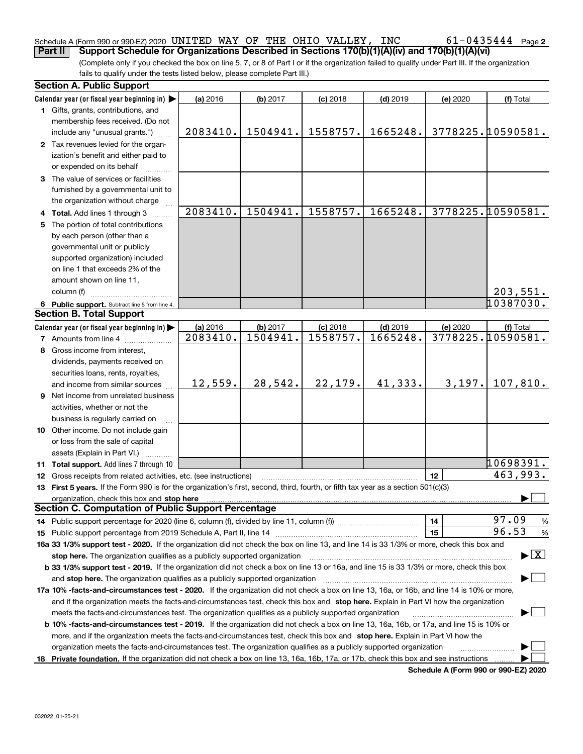Schedule A (Form 990 or 990-EZ) 2020 UNITED WAY OF THE OHIO VALLEY, INC 61-0435444 Page 2

**Part II Support Schedule for Organizations Described in Sections 170(b)(1)(A)(iv) and 170(b)(1)(A)(vi)**

(Complete only if you checked the box on line 5, 7, or 8 of Part I or if the organization failed to qualify under Part III. If the organization fails to qualify under the tests listed below, please complete Part III.)

**Section A. Public Support**

| Calendar year (or fiscal year beginning in) ▶ | (a) 2016 | (b) 2017 | (c) 2018 | (d) 2019 | (e) 2020 | (f) Total |
|---|---|---|---|---|---|---|
| 1 Gifts, grants, contributions, and membership fees received. (Do not include any "unusual grants.") | 2083410. | 1504941. | 1558757. | 1665248. | 3778225. | 10590581. |
| 2 Tax revenues levied for the organization's benefit and either paid to or expended on its behalf | | | | | | |
| 3 The value of services or facilities furnished by a governmental unit to the organization without charge | | | | | | |
| 4 **Total.** Add lines 1 through 3 | 2083410. | 1504941. | 1558757. | 1665248. | 3778225. | 10590581. |
| 5 The portion of total contributions by each person (other than a governmental unit or publicly supported organization) included on line 1 that exceeds 2% of the amount shown on line 11, column (f) | | | | | | 203,551. |
| 6 **Public support.** Subtract line 5 from line 4. | | | | | | 10387030. |

**Section B. Total Support**

| Calendar year (or fiscal year beginning in) ▶ | (a) 2016 | (b) 2017 | (c) 2018 | (d) 2019 | (e) 2020 | (f) Total |
|---|---|---|---|---|---|---|
| 7 Amounts from line 4 | 2083410. | 1504941. | 1558757. | 1665248. | 3778225. | 10590581. |
| 8 Gross income from interest, dividends, payments received on securities loans, rents, royalties, and income from similar sources | 12,559. | 28,542. | 22,179. | 41,333. | 3,197. | 107,810. |
| 9 Net income from unrelated business activities, whether or not the business is regularly carried on | | | | | | |
| 10 Other income. Do not include gain or loss from the sale of capital assets (Explain in Part VI.) | | | | | | |
| 11 **Total support.** Add lines 7 through 10 | | | | | | 10698391. |

12 Gross receipts from related activities, etc. (see instructions) 12 463,993.

13 **First 5 years.** If the Form 990 is for the organization's first, second, third, fourth, or fifth tax year as a section 501(c)(3) organization, check this box and **stop here** ▶ ☐

**Section C. Computation of Public Support Percentage**

14 Public support percentage for 2020 (line 6, column (f), divided by line 11, column (f)) 14 97.09 %

15 Public support percentage from 2019 Schedule A, Part II, line 14 15 96.53 %

**16a 33 1/3% support test - 2020.** If the organization did not check the box on line 13, and line 14 is 33 1/3% or more, check this box and **stop here.** The organization qualifies as a publicly supported organization ▶ ☒

**b 33 1/3% support test - 2019.** If the organization did not check a box on line 13 or 16a, and line 15 is 33 1/3% or more, check this box and **stop here.** The organization qualifies as a publicly supported organization ▶ ☐

**17a 10% -facts-and-circumstances test - 2020.** If the organization did not check a box on line 13, 16a, or 16b, and line 14 is 10% or more, and if the organization meets the facts-and-circumstances test, check this box and **stop here.** Explain in Part VI how the organization meets the facts-and-circumstances test. The organization qualifies as a publicly supported organization ▶ ☐

**b 10% -facts-and-circumstances test - 2019.** If the organization did not check a box on line 13, 16a, 16b, or 17a, and line 15 is 10% or more, and if the organization meets the facts-and-circumstances test, check this box and **stop here.** Explain in Part VI how the organization meets the facts-and-circumstances test. The organization qualifies as a publicly supported organization ▶ ☐

18 **Private foundation.** If the organization did not check a box on line 13, 16a, 16b, 17a, or 17b, check this box and see instructions ▶ ☐

**Schedule A (Form 990 or 990-EZ) 2020**

032022 01-25-21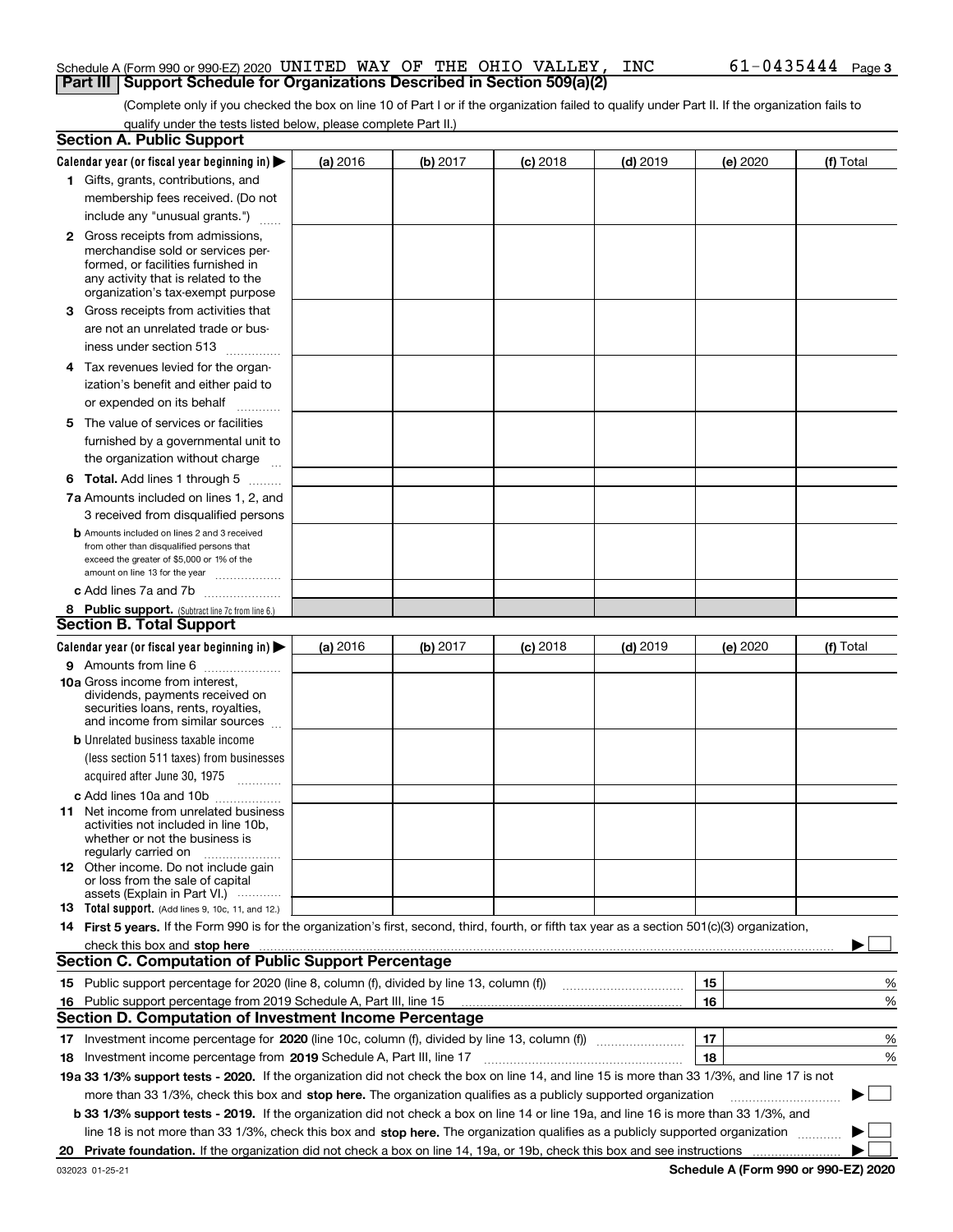Schedule A (Form 990 or 990-EZ) 2020 UNITED WAY OF THE OHIO VALLEY, INC 61-0435444 Page 3

## Part III Support Schedule for Organizations Described in Section 509(a)(2)

(Complete only if you checked the box on line 10 of Part I or if the organization failed to qualify under Part II. If the organization fails to qualify under the tests listed below, please complete Part II.)

### Section A. Public Support

| Calendar year (or fiscal year beginning in) ▶ | (a) 2016 | (b) 2017 | (c) 2018 | (d) 2019 | (e) 2020 | (f) Total |
|---|---|---|---|---|---|---|
| 1 Gifts, grants, contributions, and membership fees received. (Do not include any "unusual grants.") | | | | | | |
| 2 Gross receipts from admissions, merchandise sold or services performed, or facilities furnished in any activity that is related to the organization's tax-exempt purpose | | | | | | |
| 3 Gross receipts from activities that are not an unrelated trade or business under section 513 | | | | | | |
| 4 Tax revenues levied for the organization's benefit and either paid to or expended on its behalf | | | | | | |
| 5 The value of services or facilities furnished by a governmental unit to the organization without charge | | | | | | |
| 6 **Total.** Add lines 1 through 5 | | | | | | |
| 7a Amounts included on lines 1, 2, and 3 received from disqualified persons | | | | | | |
| b Amounts included on lines 2 and 3 received from other than disqualified persons that exceed the greater of $5,000 or 1% of the amount on line 13 for the year | | | | | | |
| c Add lines 7a and 7b | | | | | | |
| 8 **Public support.** (Subtract line 7c from line 6.) | | | | | | |

### Section B. Total Support

| Calendar year (or fiscal year beginning in) ▶ | (a) 2016 | (b) 2017 | (c) 2018 | (d) 2019 | (e) 2020 | (f) Total |
|---|---|---|---|---|---|---|
| 9 Amounts from line 6 | | | | | | |
| 10a Gross income from interest, dividends, payments received on securities loans, rents, royalties, and income from similar sources | | | | | | |
| b Unrelated business taxable income (less section 511 taxes) from businesses acquired after June 30, 1975 | | | | | | |
| c Add lines 10a and 10b | | | | | | |
| 11 Net income from unrelated business activities not included in line 10b, whether or not the business is regularly carried on | | | | | | |
| 12 Other income. Do not include gain or loss from the sale of capital assets (Explain in Part VI.) | | | | | | |
| 13 **Total support.** (Add lines 9, 10c, 11, and 12.) | | | | | | |

14 **First 5 years.** If the Form 990 is for the organization's first, second, third, fourth, or fifth tax year as a section 501(c)(3) organization, check this box and **stop here** ▶ ☐

### Section C. Computation of Public Support Percentage

| | | | |
|---|---|---|---|
| 15 | Public support percentage for 2020 (line 8, column (f), divided by line 13, column (f)) | 15 | % |
| 16 | Public support percentage from 2019 Schedule A, Part III, line 15 | 16 | % |

### Section D. Computation of Investment Income Percentage

| | | | |
|---|---|---|---|
| 17 | Investment income percentage for **2020** (line 10c, column (f), divided by line 13, column (f)) | 17 | % |
| 18 | Investment income percentage from **2019** Schedule A, Part III, line 17 | 18 | % |

**19a 33 1/3% support tests - 2020.** If the organization did not check the box on line 14, and line 15 is more than 33 1/3%, and line 17 is not more than 33 1/3%, check this box and **stop here.** The organization qualifies as a publicly supported organization ▶ ☐

**b 33 1/3% support tests - 2019.** If the organization did not check a box on line 14 or line 19a, and line 16 is more than 33 1/3%, and line 18 is not more than 33 1/3%, check this box and **stop here.** The organization qualifies as a publicly supported organization ▶ ☐

**20 Private foundation.** If the organization did not check a box on line 14, 19a, or 19b, check this box and see instructions ▶ ☐

032023 01-25-21 **Schedule A (Form 990 or 990-EZ) 2020**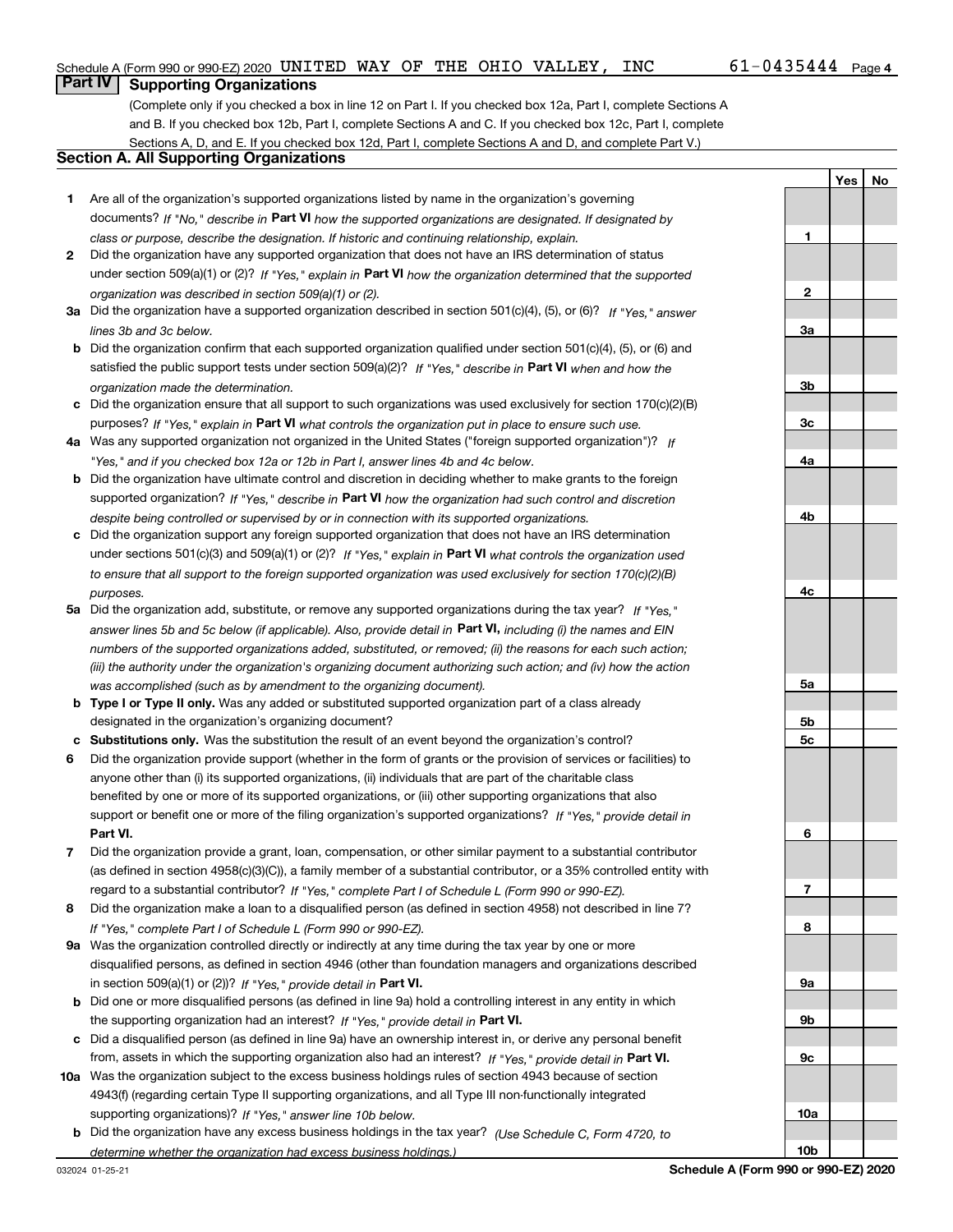Schedule A (Form 990 or 990-EZ) 2020 UNITED WAY OF THE OHIO VALLEY, INC 61-0435444 Page 4

## Part IV Supporting Organizations

(Complete only if you checked a box in line 12 on Part I. If you checked box 12a, Part I, complete Sections A and B. If you checked box 12b, Part I, complete Sections A and C. If you checked box 12c, Part I, complete Sections A, D, and E. If you checked box 12d, Part I, complete Sections A and D, and complete Part V.)

### Section A. All Supporting Organizations

| | | | Yes | No |
|---|---|---|---|---|
| **1** | Are all of the organization's supported organizations listed by name in the organization's governing documents? *If "No," describe in* **Part VI** *how the supported organizations are designated. If designated by class or purpose, describe the designation. If historic and continuing relationship, explain.* | **1** | | |
| **2** | Did the organization have any supported organization that does not have an IRS determination of status under section 509(a)(1) or (2)? *If "Yes," explain in* **Part VI** *how the organization determined that the supported organization was described in section 509(a)(1) or (2).* | **2** | | |
| **3a** | Did the organization have a supported organization described in section 501(c)(4), (5), or (6)? *If "Yes," answer lines 3b and 3c below.* | **3a** | | |
| **b** | Did the organization confirm that each supported organization qualified under section 501(c)(4), (5), or (6) and satisfied the public support tests under section 509(a)(2)? *If "Yes," describe in* **Part VI** *when and how the organization made the determination.* | **3b** | | |
| **c** | Did the organization ensure that all support to such organizations was used exclusively for section 170(c)(2)(B) purposes? *If "Yes," explain in* **Part VI** *what controls the organization put in place to ensure such use.* | **3c** | | |
| **4a** | Was any supported organization not organized in the United States ("foreign supported organization")? *If "Yes," and if you checked box 12a or 12b in Part I, answer lines 4b and 4c below.* | **4a** | | |
| **b** | Did the organization have ultimate control and discretion in deciding whether to make grants to the foreign supported organization? *If "Yes," describe in* **Part VI** *how the organization had such control and discretion despite being controlled or supervised by or in connection with its supported organizations.* | **4b** | | |
| **c** | Did the organization support any foreign supported organization that does not have an IRS determination under sections 501(c)(3) and 509(a)(1) or (2)? *If "Yes," explain in* **Part VI** *what controls the organization used to ensure that all support to the foreign supported organization was used exclusively for section 170(c)(2)(B) purposes.* | **4c** | | |
| **5a** | Did the organization add, substitute, or remove any supported organizations during the tax year? *If "Yes," answer lines 5b and 5c below (if applicable). Also, provide detail in* **Part VI,** *including (i) the names and EIN numbers of the supported organizations added, substituted, or removed; (ii) the reasons for each such action; (iii) the authority under the organization's organizing document authorizing such action; and (iv) how the action was accomplished (such as by amendment to the organizing document).* | **5a** | | |
| **b** | **Type I or Type II only.** Was any added or substituted supported organization part of a class already designated in the organization's organizing document? | **5b** | | |
| **c** | **Substitutions only.** Was the substitution the result of an event beyond the organization's control? | **5c** | | |
| **6** | Did the organization provide support (whether in the form of grants or the provision of services or facilities) to anyone other than (i) its supported organizations, (ii) individuals that are part of the charitable class benefited by one or more of its supported organizations, or (iii) other supporting organizations that also support or benefit one or more of the filing organization's supported organizations? *If "Yes," provide detail in* **Part VI.** | **6** | | |
| **7** | Did the organization provide a grant, loan, compensation, or other similar payment to a substantial contributor (as defined in section 4958(c)(3)(C)), a family member of a substantial contributor, or a 35% controlled entity with regard to a substantial contributor? *If "Yes," complete Part I of Schedule L (Form 990 or 990-EZ).* | **7** | | |
| **8** | Did the organization make a loan to a disqualified person (as defined in section 4958) not described in line 7? *If "Yes," complete Part I of Schedule L (Form 990 or 990-EZ).* | **8** | | |
| **9a** | Was the organization controlled directly or indirectly at any time during the tax year by one or more disqualified persons, as defined in section 4946 (other than foundation managers and organizations described in section 509(a)(1) or (2))? *If "Yes," provide detail in* **Part VI.** | **9a** | | |
| **b** | Did one or more disqualified persons (as defined in line 9a) hold a controlling interest in any entity in which the supporting organization had an interest? *If "Yes," provide detail in* **Part VI.** | **9b** | | |
| **c** | Did a disqualified person (as defined in line 9a) have an ownership interest in, or derive any personal benefit from, assets in which the supporting organization also had an interest? *If "Yes," provide detail in* **Part VI.** | **9c** | | |
| **10a** | Was the organization subject to the excess business holdings rules of section 4943 because of section 4943(f) (regarding certain Type II supporting organizations, and all Type III non-functionally integrated supporting organizations)? *If "Yes," answer line 10b below.* | **10a** | | |
| **b** | Did the organization have any excess business holdings in the tax year? *(Use Schedule C, Form 4720, to determine whether the organization had excess business holdings.)* | **10b** | | |

032024 01-25-21 **Schedule A (Form 990 or 990-EZ) 2020**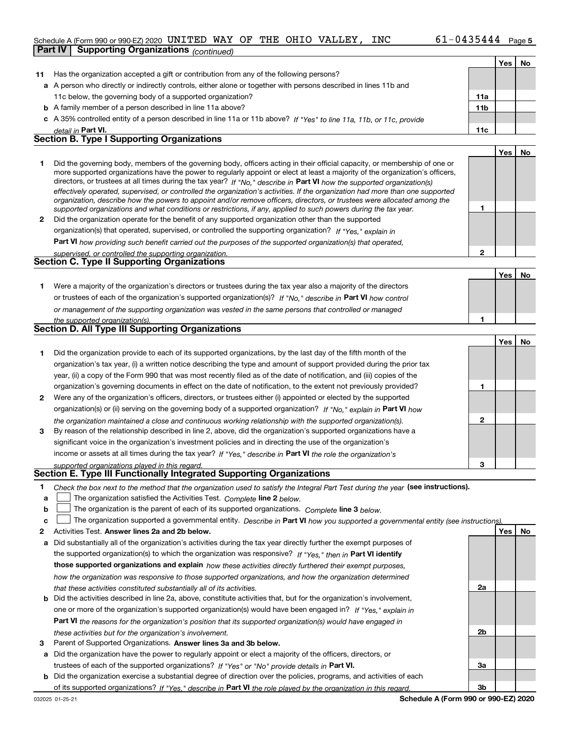Schedule A (Form 990 or 990-EZ) 2020 UNITED WAY OF THE OHIO VALLEY, INC 61-0435444

**Part IV Supporting Organizations** *(continued)*

| | | | Yes | No |
|---|---|---|---|---|
| **11** | Has the organization accepted a gift or contribution from any of the following persons? | | | |
| **a** | A person who directly or indirectly controls, either alone or together with persons described in lines 11b and 11c below, the governing body of a supported organization? | **11a** | | |
| **b** | A family member of a person described in line 11a above? | **11b** | | |
| **c** | A 35% controlled entity of a person described in line 11a or 11b above? *If "Yes" to line 11a, 11b, or 11c, provide detail in* **Part VI.** | **11c** | | |

## Section B. Type I Supporting Organizations

| | | | Yes | No |
|---|---|---|---|---|
| **1** | Did the governing body, members of the governing body, officers acting in their official capacity, or membership of one or more supported organizations have the power to regularly appoint or elect at least a majority of the organization's officers, directors, or trustees at all times during the tax year? *If "No," describe in* **Part VI** *how the supported organization(s) effectively operated, supervised, or controlled the organization's activities. If the organization had more than one supported organization, describe how the powers to appoint and/or remove officers, directors, or trustees were allocated among the supported organizations and what conditions or restrictions, if any, applied to such powers during the tax year.* | **1** | | |
| **2** | Did the organization operate for the benefit of any supported organization other than the supported organization(s) that operated, supervised, or controlled the supporting organization? *If "Yes," explain in* **Part VI** *how providing such benefit carried out the purposes of the supported organization(s) that operated, supervised, or controlled the supporting organization.* | **2** | | |

## Section C. Type II Supporting Organizations

| | | | Yes | No |
|---|---|---|---|---|
| **1** | Were a majority of the organization's directors or trustees during the tax year also a majority of the directors or trustees of each of the organization's supported organization(s)? *If "No," describe in* **Part VI** *how control or management of the supporting organization was vested in the same persons that controlled or managed the supported organization(s).* | **1** | | |

## Section D. All Type III Supporting Organizations

| | | | Yes | No |
|---|---|---|---|---|
| **1** | Did the organization provide to each of its supported organizations, by the last day of the fifth month of the organization's tax year, (i) a written notice describing the type and amount of support provided during the prior tax year, (ii) a copy of the Form 990 that was most recently filed as of the date of notification, and (iii) copies of the organization's governing documents in effect on the date of notification, to the extent not previously provided? | **1** | | |
| **2** | Were any of the organization's officers, directors, or trustees either (i) appointed or elected by the supported organization(s) or (ii) serving on the governing body of a supported organization? *If "No," explain in* **Part VI** *how the organization maintained a close and continuous working relationship with the supported organization(s).* | **2** | | |
| **3** | By reason of the relationship described in line 2, above, did the organization's supported organizations have a significant voice in the organization's investment policies and in directing the use of the organization's income or assets at all times during the tax year? *If "Yes," describe in* **Part VI** *the role the organization's supported organizations played in this regard.* | **3** | | |

## Section E. Type III Functionally Integrated Supporting Organizations

**1** *Check the box next to the method that the organization used to satisfy the Integral Part Test during the year* **(see instructions).**

**a** ☐ The organization satisfied the Activities Test. *Complete* **line 2** *below.*

**b** ☐ The organization is the parent of each of its supported organizations. *Complete* **line 3** *below.*

**c** ☐ The organization supported a governmental entity. *Describe in* **Part VI** *how you supported a governmental entity (see instructions).*

| | | | Yes | No |
|---|---|---|---|---|
| **2** | Activities Test. **Answer lines 2a and 2b below.** | | | |
| **a** | Did substantially all of the organization's activities during the tax year directly further the exempt purposes of the supported organization(s) to which the organization was responsive? *If "Yes," then in* **Part VI identify those supported organizations and explain** *how these activities directly furthered their exempt purposes, how the organization was responsive to those supported organizations, and how the organization determined that these activities constituted substantially all of its activities.* | **2a** | | |
| **b** | Did the activities described in line 2a, above, constitute activities that, but for the organization's involvement, one or more of the organization's supported organization(s) would have been engaged in? *If "Yes," explain in* **Part VI** *the reasons for the organization's position that its supported organization(s) would have engaged in these activities but for the organization's involvement.* | **2b** | | |
| **3** | Parent of Supported Organizations. **Answer lines 3a and 3b below.** | | | |
| **a** | Did the organization have the power to regularly appoint or elect a majority of the officers, directors, or trustees of each of the supported organizations? *If "Yes" or "No" provide details in* **Part VI.** | **3a** | | |
| **b** | Did the organization exercise a substantial degree of direction over the policies, programs, and activities of each of its supported organizations? *If "Yes," describe in* **Part VI** *the role played by the organization in this regard.* | **3b** | | |

032025 01-25-21 **Schedule A (Form 990 or 990-EZ) 2020**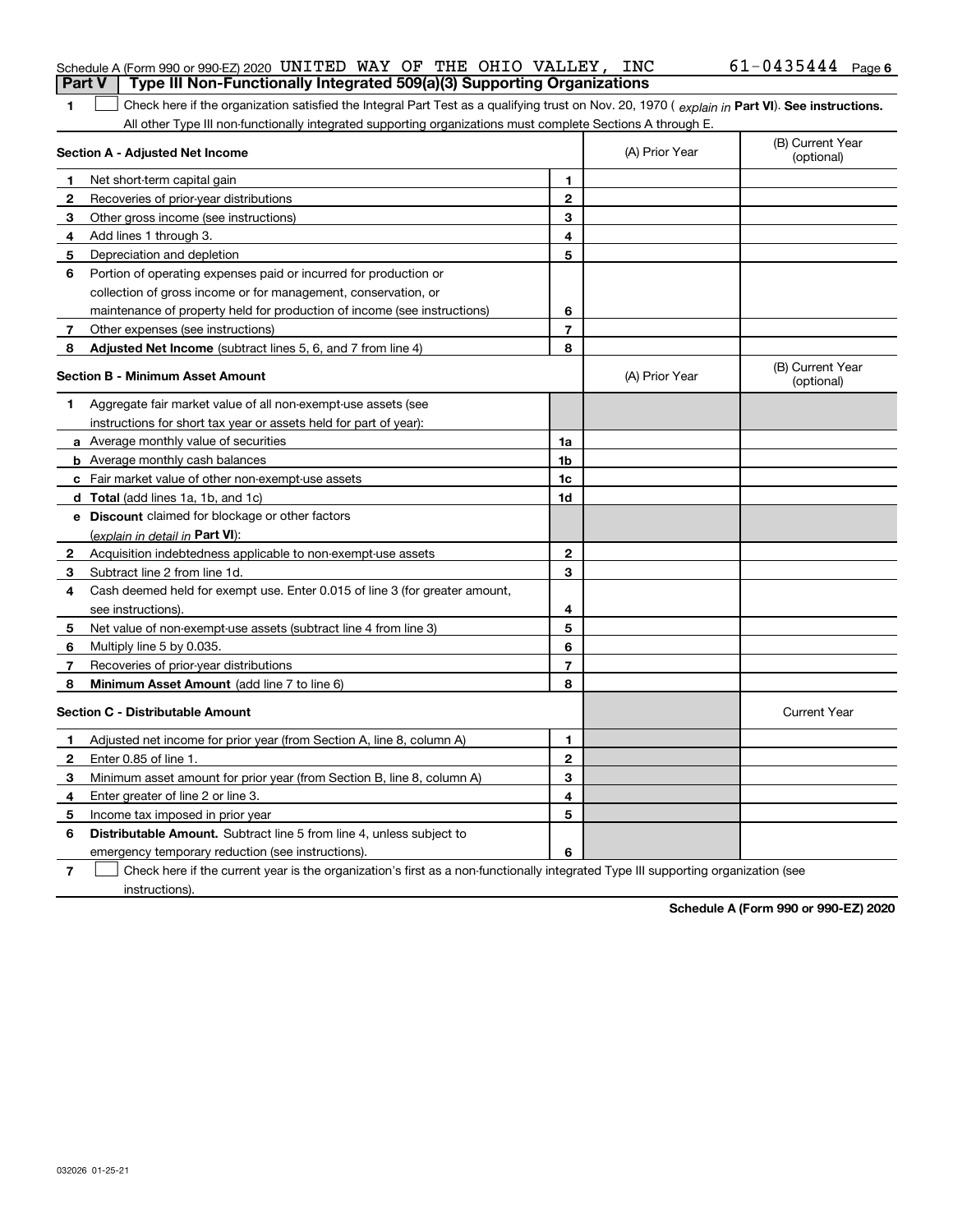Schedule A (Form 990 or 990-EZ) 2020 UNITED WAY OF THE OHIO VALLEY, INC 61-0435444

## Part V Type III Non-Functionally Integrated 509(a)(3) Supporting Organizations

**1** ☐ Check here if the organization satisfied the Integral Part Test as a qualifying trust on Nov. 20, 1970 ( *explain in* **Part VI**). **See instructions.** All other Type III non-functionally integrated supporting organizations must complete Sections A through E.

| **Section A - Adjusted Net Income** | | | (A) Prior Year | (B) Current Year (optional) |
|---|---|---|---|---|
| **1** | Net short-term capital gain | **1** | | |
| **2** | Recoveries of prior-year distributions | **2** | | |
| **3** | Other gross income (see instructions) | **3** | | |
| **4** | Add lines 1 through 3. | **4** | | |
| **5** | Depreciation and depletion | **5** | | |
| **6** | Portion of operating expenses paid or incurred for production or collection of gross income or for management, conservation, or maintenance of property held for production of income (see instructions) | **6** | | |
| **7** | Other expenses (see instructions) | **7** | | |
| **8** | **Adjusted Net Income** (subtract lines 5, 6, and 7 from line 4) | **8** | | |

| **Section B - Minimum Asset Amount** | | | (A) Prior Year | (B) Current Year (optional) |
|---|---|---|---|---|
| **1** | Aggregate fair market value of all non-exempt-use assets (see instructions for short tax year or assets held for part of year): | | | |
| **a** | Average monthly value of securities | **1a** | | |
| **b** | Average monthly cash balances | **1b** | | |
| **c** | Fair market value of other non-exempt-use assets | **1c** | | |
| **d** | **Total** (add lines 1a, 1b, and 1c) | **1d** | | |
| **e** | **Discount** claimed for blockage or other factors (*explain in detail in* **Part VI**): | | | |
| **2** | Acquisition indebtedness applicable to non-exempt-use assets | **2** | | |
| **3** | Subtract line 2 from line 1d. | **3** | | |
| **4** | Cash deemed held for exempt use. Enter 0.015 of line 3 (for greater amount, see instructions). | **4** | | |
| **5** | Net value of non-exempt-use assets (subtract line 4 from line 3) | **5** | | |
| **6** | Multiply line 5 by 0.035. | **6** | | |
| **7** | Recoveries of prior-year distributions | **7** | | |
| **8** | **Minimum Asset Amount** (add line 7 to line 6) | **8** | | |

| **Section C - Distributable Amount** | | | | Current Year |
|---|---|---|---|---|
| **1** | Adjusted net income for prior year (from Section A, line 8, column A) | **1** | | |
| **2** | Enter 0.85 of line 1. | **2** | | |
| **3** | Minimum asset amount for prior year (from Section B, line 8, column A) | **3** | | |
| **4** | Enter greater of line 2 or line 3. | **4** | | |
| **5** | Income tax imposed in prior year | **5** | | |
| **6** | **Distributable Amount.** Subtract line 5 from line 4, unless subject to emergency temporary reduction (see instructions). | **6** | | |

**7** ☐ Check here if the current year is the organization's first as a non-functionally integrated Type III supporting organization (see instructions).

**Schedule A (Form 990 or 990-EZ) 2020**

032026 01-25-21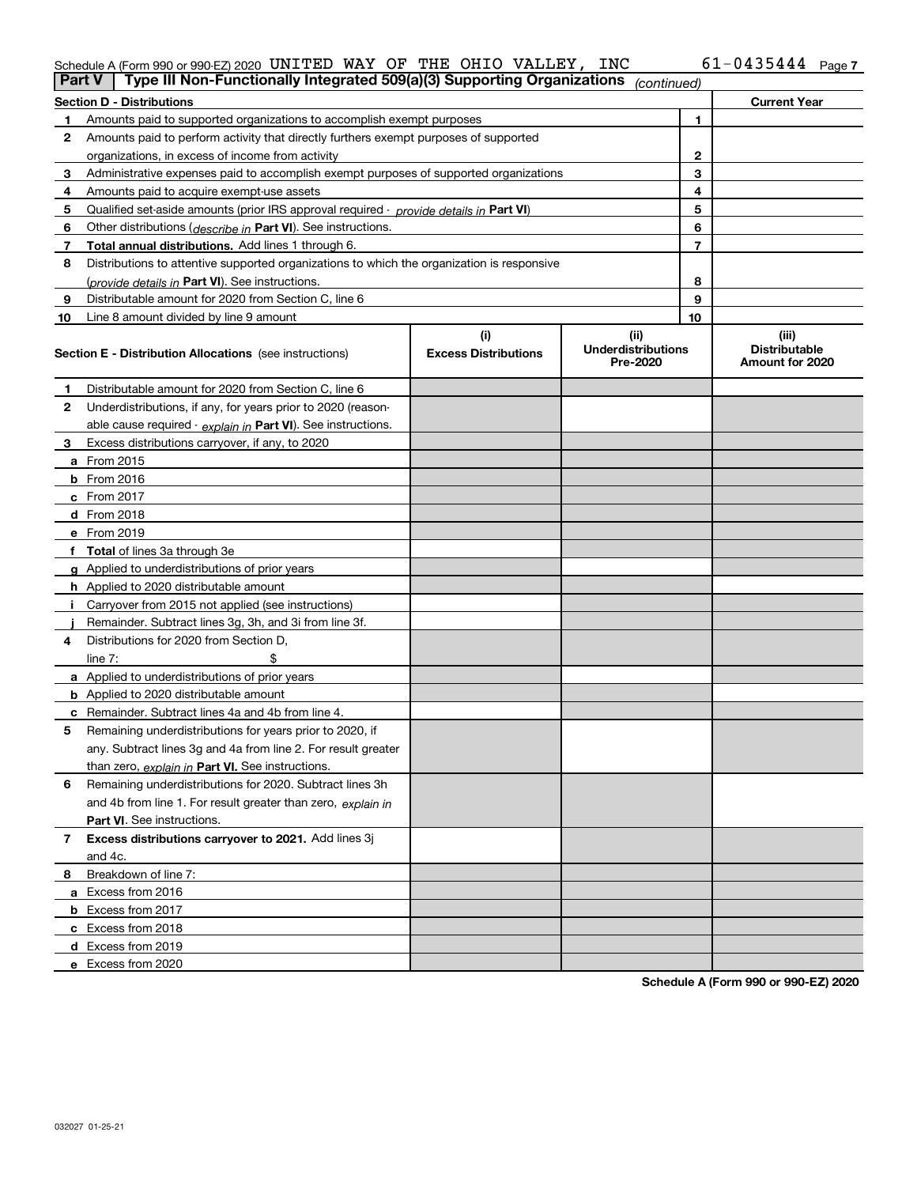Schedule A (Form 990 or 990-EZ) 2020 UNITED WAY OF THE OHIO VALLEY, INC 61-0435444 Page 7

**Part V | Type III Non-Functionally Integrated 509(a)(3) Supporting Organizations** *(continued)*

| Section D - Distributions | | Current Year |
|---|---|---|
| 1 Amounts paid to supported organizations to accomplish exempt purposes | 1 | |
| 2 Amounts paid to perform activity that directly furthers exempt purposes of supported organizations, in excess of income from activity | 2 | |
| 3 Administrative expenses paid to accomplish exempt purposes of supported organizations | 3 | |
| 4 Amounts paid to acquire exempt-use assets | 4 | |
| 5 Qualified set-aside amounts (prior IRS approval required - *provide details in* **Part VI**) | 5 | |
| 6 Other distributions (*describe in* **Part VI**). See instructions. | 6 | |
| 7 **Total annual distributions.** Add lines 1 through 6. | 7 | |
| 8 Distributions to attentive supported organizations to which the organization is responsive (*provide details in* **Part VI**). See instructions. | 8 | |
| 9 Distributable amount for 2020 from Section C, line 6 | 9 | |
| 10 Line 8 amount divided by line 9 amount | 10 | |

| Section E - Distribution Allocations (see instructions) | (i) Excess Distributions | (ii) Underdistributions Pre-2020 | (iii) Distributable Amount for 2020 |
|---|---|---|---|
| 1 Distributable amount for 2020 from Section C, line 6 | | | |
| 2 Underdistributions, if any, for years prior to 2020 (reasonable cause required - *explain in* **Part VI**). See instructions. | | | |
| 3 Excess distributions carryover, if any, to 2020 | | | |
| a From 2015 | | | |
| b From 2016 | | | |
| c From 2017 | | | |
| d From 2018 | | | |
| e From 2019 | | | |
| f **Total** of lines 3a through 3e | | | |
| g Applied to underdistributions of prior years | | | |
| h Applied to 2020 distributable amount | | | |
| i Carryover from 2015 not applied (see instructions) | | | |
| j Remainder. Subtract lines 3g, 3h, and 3i from line 3f. | | | |
| 4 Distributions for 2020 from Section D, line 7: $ | | | |
| a Applied to underdistributions of prior years | | | |
| b Applied to 2020 distributable amount | | | |
| c Remainder. Subtract lines 4a and 4b from line 4. | | | |
| 5 Remaining underdistributions for years prior to 2020, if any. Subtract lines 3g and 4a from line 2. For result greater than zero, *explain in* **Part VI.** See instructions. | | | |
| 6 Remaining underdistributions for 2020. Subtract lines 3h and 4b from line 1. For result greater than zero, *explain in* **Part VI**. See instructions. | | | |
| 7 **Excess distributions carryover to 2021.** Add lines 3j and 4c. | | | |
| 8 Breakdown of line 7: | | | |
| a Excess from 2016 | | | |
| b Excess from 2017 | | | |
| c Excess from 2018 | | | |
| d Excess from 2019 | | | |
| e Excess from 2020 | | | |

**Schedule A (Form 990 or 990-EZ) 2020**

032027 01-25-21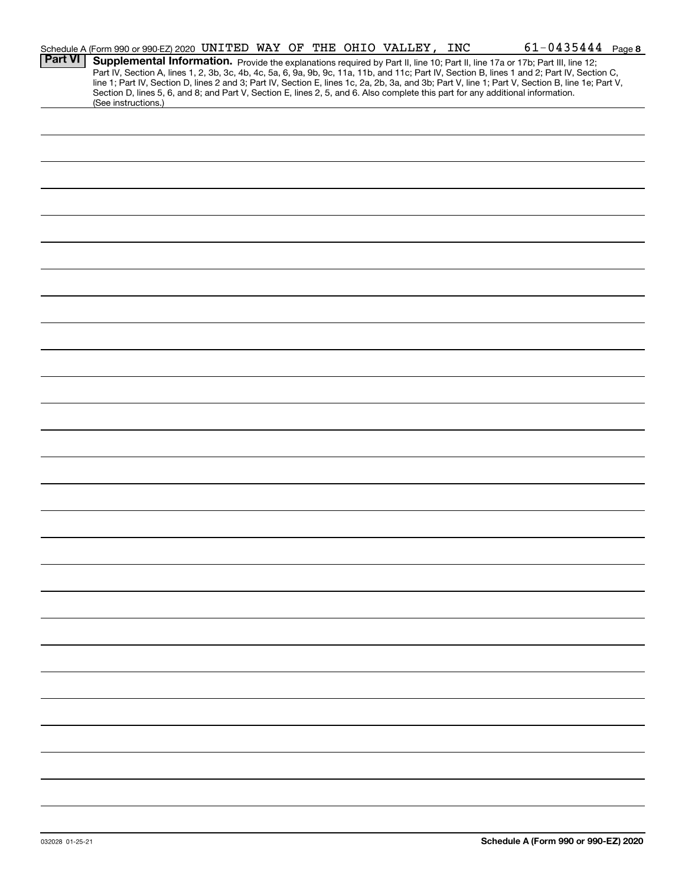Schedule A (Form 990 or 990-EZ) 2020 UNITED WAY OF THE OHIO VALLEY, INC 61-0435444 Page 8

**Part VI** **Supplemental Information.** Provide the explanations required by Part II, line 10; Part II, line 17a or 17b; Part III, line 12; Part IV, Section A, lines 1, 2, 3b, 3c, 4b, 4c, 5a, 6, 9a, 9b, 9c, 11a, 11b, and 11c; Part IV, Section B, lines 1 and 2; Part IV, Section C, line 1; Part IV, Section D, lines 2 and 3; Part IV, Section E, lines 1c, 2a, 2b, 3a, and 3b; Part V, line 1; Part V, Section B, line 1e; Part V, Section D, lines 5, 6, and 8; and Part V, Section E, lines 2, 5, and 6. Also complete this part for any additional information. (See instructions.)

032028 01-25-21

**Schedule A (Form 990 or 990-EZ) 2020**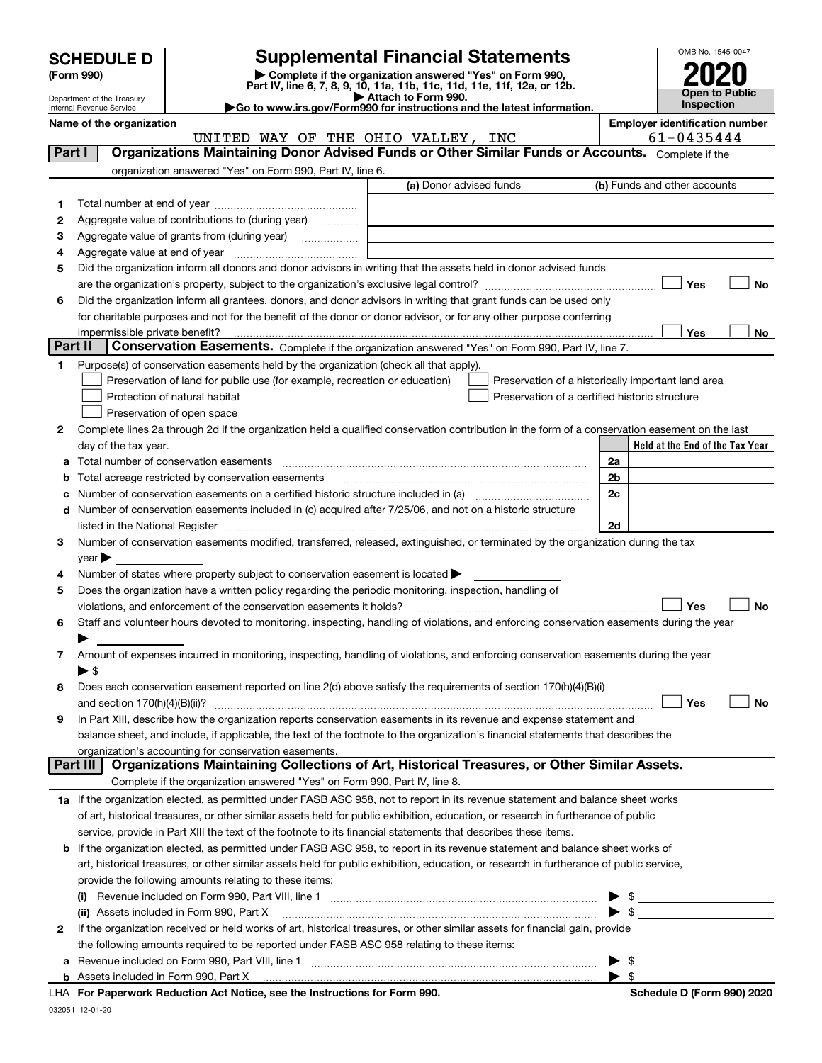# SCHEDULE D (Form 990)

Department of the Treasury
Internal Revenue Service

## Supplemental Financial Statements

▶ Complete if the organization answered "Yes" on Form 990, Part IV, line 6, 7, 8, 9, 10, 11a, 11b, 11c, 11d, 11e, 11f, 12a, or 12b.
▶ Attach to Form 990.
▶Go to www.irs.gov/Form990 for instructions and the latest information.

OMB No. 1545-0047

**2020**

**Open to Public Inspection**

**Name of the organization:** UNITED WAY OF THE OHIO VALLEY, INC

**Employer identification number:** 61-0435444

### Part I — Organizations Maintaining Donor Advised Funds or Other Similar Funds or Accounts.

Complete if the organization answered "Yes" on Form 990, Part IV, line 6.

| | | (a) Donor advised funds | (b) Funds and other accounts |
|---|---|---|---|
| 1 | Total number at end of year | | |
| 2 | Aggregate value of contributions to (during year) | | |
| 3 | Aggregate value of grants from (during year) | | |
| 4 | Aggregate value at end of year | | |

5 Did the organization inform all donors and donor advisors in writing that the assets held in donor advised funds are the organization's property, subject to the organization's exclusive legal control? ☐ Yes ☐ No

6 Did the organization inform all grantees, donors, and donor advisors in writing that grant funds can be used only for charitable purposes and not for the benefit of the donor or donor advisor, or for any other purpose conferring impermissible private benefit? ☐ Yes ☐ No

### Part II — Conservation Easements.

Complete if the organization answered "Yes" on Form 990, Part IV, line 7.

1 Purpose(s) of conservation easements held by the organization (check all that apply).

- ☐ Preservation of land for public use (for example, recreation or education)
- ☐ Protection of natural habitat
- ☐ Preservation of open space
- ☐ Preservation of a historically important land area
- ☐ Preservation of a certified historic structure

2 Complete lines 2a through 2d if the organization held a qualified conservation contribution in the form of a conservation easement on the last day of the tax year.

| | | | Held at the End of the Tax Year |
|---|---|---|---|
| a | Total number of conservation easements | 2a | |
| b | Total acreage restricted by conservation easements | 2b | |
| c | Number of conservation easements on a certified historic structure included in (a) | 2c | |
| d | Number of conservation easements included in (c) acquired after 7/25/06, and not on a historic structure listed in the National Register | 2d | |

3 Number of conservation easements modified, transferred, released, extinguished, or terminated by the organization during the tax year ▶

4 Number of states where property subject to conservation easement is located ▶

5 Does the organization have a written policy regarding the periodic monitoring, inspection, handling of violations, and enforcement of the conservation easements it holds? ☐ Yes ☐ No

6 Staff and volunteer hours devoted to monitoring, inspecting, handling of violations, and enforcing conservation easements during the year ▶

7 Amount of expenses incurred in monitoring, inspecting, handling of violations, and enforcing conservation easements during the year ▶ $

8 Does each conservation easement reported on line 2(d) above satisfy the requirements of section 170(h)(4)(B)(i) and section 170(h)(4)(B)(ii)? ☐ Yes ☐ No

9 In Part XIII, describe how the organization reports conservation easements in its revenue and expense statement and balance sheet, and include, if applicable, the text of the footnote to the organization's financial statements that describes the organization's accounting for conservation easements.

### Part III — Organizations Maintaining Collections of Art, Historical Treasures, or Other Similar Assets.

Complete if the organization answered "Yes" on Form 990, Part IV, line 8.

1a If the organization elected, as permitted under FASB ASC 958, not to report in its revenue statement and balance sheet works of art, historical treasures, or other similar assets held for public exhibition, education, or research in furtherance of public service, provide in Part XIII the text of the footnote to its financial statements that describes these items.

b If the organization elected, as permitted under FASB ASC 958, to report in its revenue statement and balance sheet works of art, historical treasures, or other similar assets held for public exhibition, education, or research in furtherance of public service, provide the following amounts relating to these items:

(i) Revenue included on Form 990, Part VIII, line 1 ▶ $

(ii) Assets included in Form 990, Part X ▶ $

2 If the organization received or held works of art, historical treasures, or other similar assets for financial gain, provide the following amounts required to be reported under FASB ASC 958 relating to these items:

a Revenue included on Form 990, Part VIII, line 1 ▶ $

b Assets included in Form 990, Part X ▶ $

LHA **For Paperwork Reduction Act Notice, see the Instructions for Form 990.** **Schedule D (Form 990) 2020**

032051 12-01-20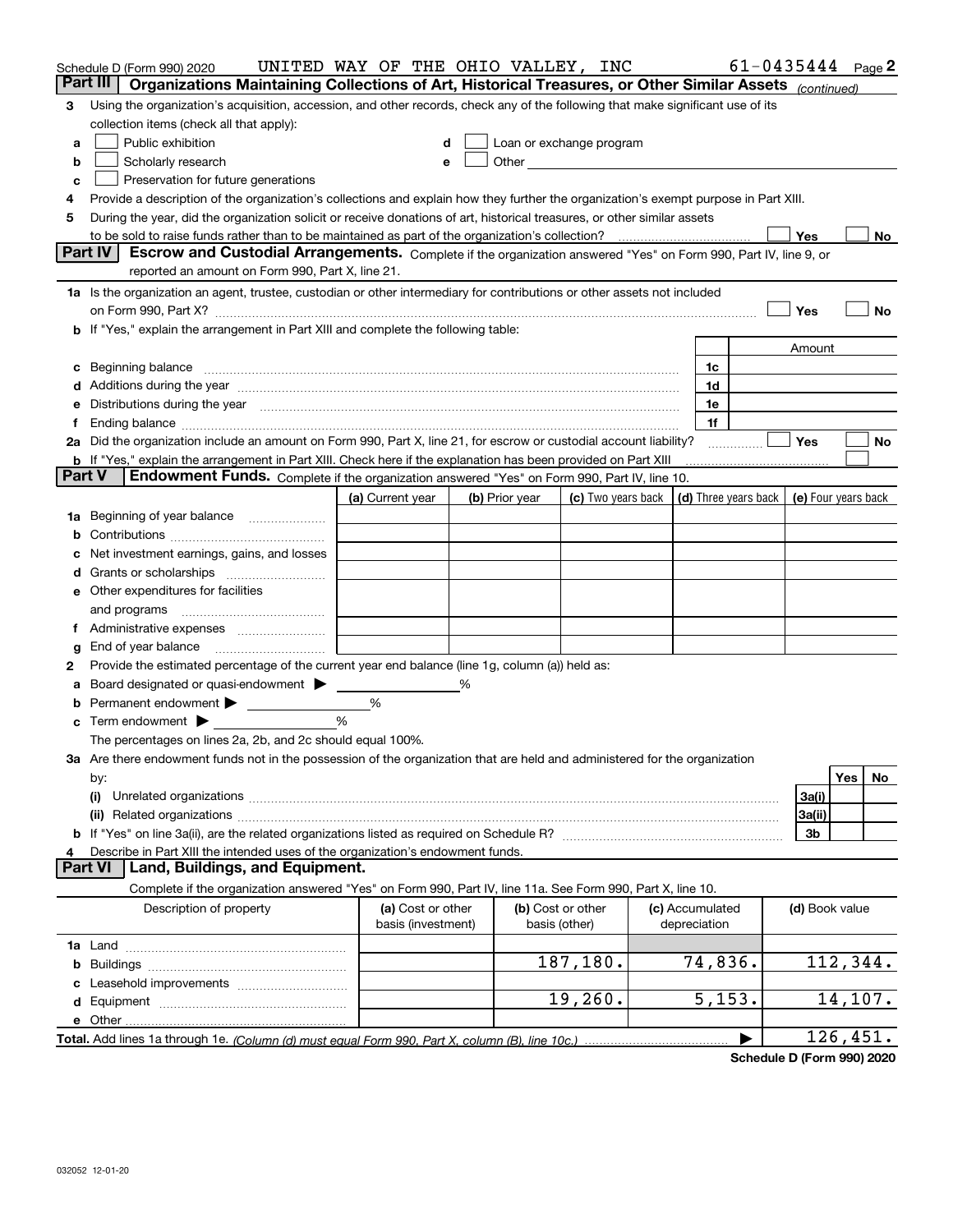Schedule D (Form 990) 2020 UNITED WAY OF THE OHIO VALLEY, INC 61-0435444 Page 2

## Part III Organizations Maintaining Collections of Art, Historical Treasures, or Other Similar Assets *(continued)*

3 Using the organization's acquisition, accession, and other records, check any of the following that make significant use of its collection items (check all that apply):

- a ☐ Public exhibition
- b ☐ Scholarly research
- c ☐ Preservation for future generations
- d ☐ Loan or exchange program
- e ☐ Other

4 Provide a description of the organization's collections and explain how they further the organization's exempt purpose in Part XIII.

5 During the year, did the organization solicit or receive donations of art, historical treasures, or other similar assets to be sold to raise funds rather than to be maintained as part of the organization's collection? ☐ Yes ☐ No

## Part IV Escrow and Custodial Arrangements.

Complete if the organization answered "Yes" on Form 990, Part IV, line 9, or reported an amount on Form 990, Part X, line 21.

1a Is the organization an agent, trustee, custodian or other intermediary for contributions or other assets not included on Form 990, Part X? ☐ Yes ☐ No

b If "Yes," explain the arrangement in Part XIII and complete the following table:

| | | Amount |
|---|---|---|
| c Beginning balance | 1c | |
| d Additions during the year | 1d | |
| e Distributions during the year | 1e | |
| f Ending balance | 1f | |

2a Did the organization include an amount on Form 990, Part X, line 21, for escrow or custodial account liability? ☐ Yes ☐ No

b If "Yes," explain the arrangement in Part XIII. Check here if the explanation has been provided on Part XIII ☐

## Part V Endowment Funds.

Complete if the organization answered "Yes" on Form 990, Part IV, line 10.

| | (a) Current year | (b) Prior year | (c) Two years back | (d) Three years back | (e) Four years back |
|---|---|---|---|---|---|
| 1a Beginning of year balance | | | | | |
| b Contributions | | | | | |
| c Net investment earnings, gains, and losses | | | | | |
| d Grants or scholarships | | | | | |
| e Other expenditures for facilities and programs | | | | | |
| f Administrative expenses | | | | | |
| g End of year balance | | | | | |

2 Provide the estimated percentage of the current year end balance (line 1g, column (a)) held as:

a Board designated or quasi-endowment ▶ \_\_\_\_ %

b Permanent endowment ▶ \_\_\_\_ %

c Term endowment ▶ \_\_\_\_ %

The percentages on lines 2a, 2b, and 2c should equal 100%.

3a Are there endowment funds not in the possession of the organization that are held and administered for the organization by:

| | | Yes | No |
|---|---|---|---|
| (i) Unrelated organizations | 3a(i) | | |
| (ii) Related organizations | 3a(ii) | | |
| b If "Yes" on line 3a(ii), are the related organizations listed as required on Schedule R? | 3b | | |

4 Describe in Part XIII the intended uses of the organization's endowment funds.

## Part VI Land, Buildings, and Equipment.

Complete if the organization answered "Yes" on Form 990, Part IV, line 11a. See Form 990, Part X, line 10.

| Description of property | (a) Cost or other basis (investment) | (b) Cost or other basis (other) | (c) Accumulated depreciation | (d) Book value |
|---|---|---|---|---|
| 1a Land | | | | |
| b Buildings | | 187,180. | 74,836. | 112,344. |
| c Leasehold improvements | | | | |
| d Equipment | | 19,260. | 5,153. | 14,107. |
| e Other | | | | |
| **Total.** Add lines 1a through 1e. *(Column (d) must equal Form 990, Part X, column (B), line 10c.)* | | | ▶ | 126,451. |

**Schedule D (Form 990) 2020**

032052 12-01-20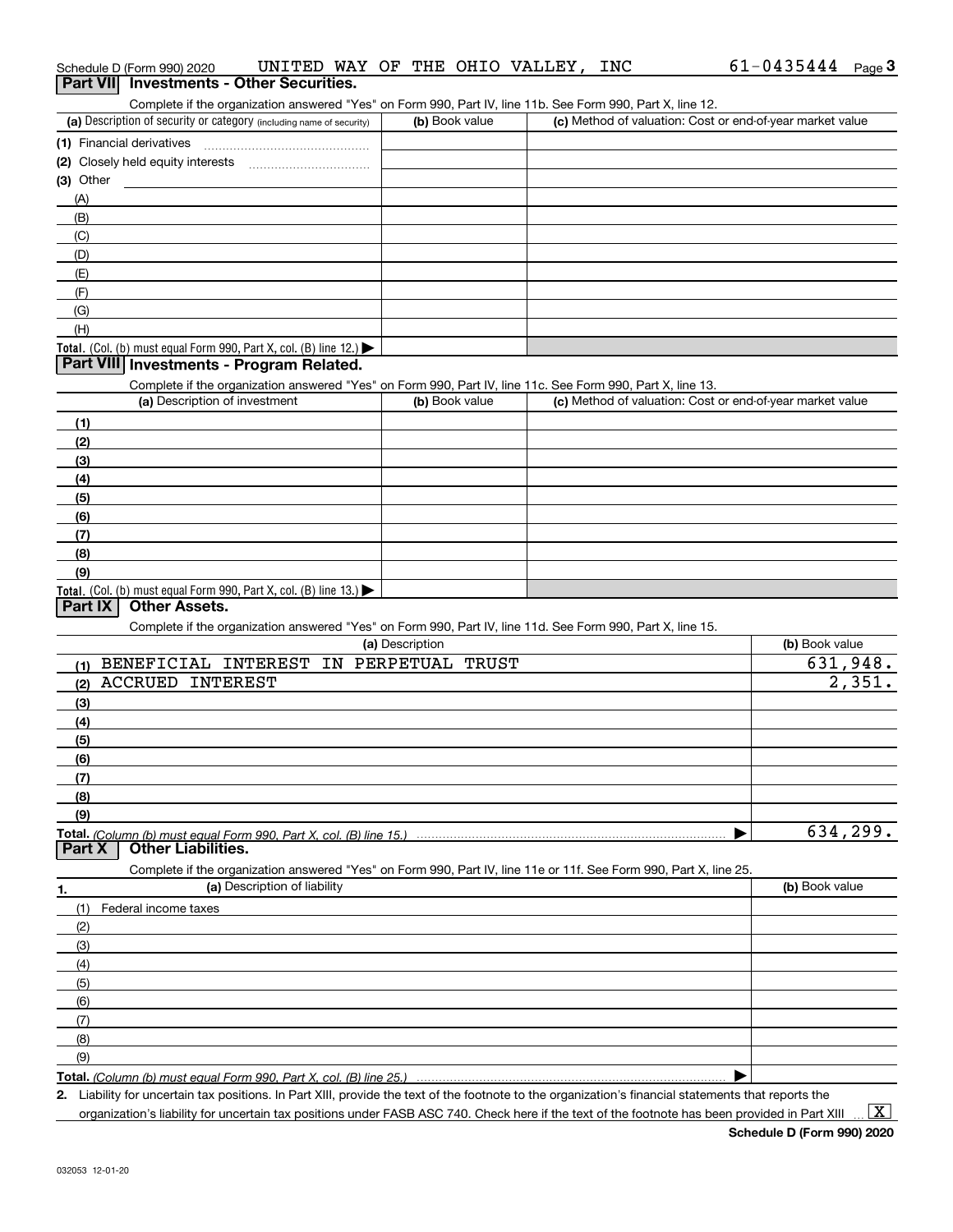Schedule D (Form 990) 2020 UNITED WAY OF THE OHIO VALLEY, INC 61-0435444 Page 3

## Part VII Investments - Other Securities.

Complete if the organization answered "Yes" on Form 990, Part IV, line 11b. See Form 990, Part X, line 12.

| (a) Description of security or category (including name of security) | (b) Book value | (c) Method of valuation: Cost or end-of-year market value |
|---|---|---|
| (1) Financial derivatives | | |
| (2) Closely held equity interests | | |
| (3) Other | | |
| (A) | | |
| (B) | | |
| (C) | | |
| (D) | | |
| (E) | | |
| (F) | | |
| (G) | | |
| (H) | | |
| **Total.** (Col. (b) must equal Form 990, Part X, col. (B) line 12.) ▶ | | |

## Part VIII Investments - Program Related.

Complete if the organization answered "Yes" on Form 990, Part IV, line 11c. See Form 990, Part X, line 13.

| (a) Description of investment | (b) Book value | (c) Method of valuation: Cost or end-of-year market value |
|---|---|---|
| (1) | | |
| (2) | | |
| (3) | | |
| (4) | | |
| (5) | | |
| (6) | | |
| (7) | | |
| (8) | | |
| (9) | | |
| **Total.** (Col. (b) must equal Form 990, Part X, col. (B) line 13.) ▶ | | |

## Part IX Other Assets.

Complete if the organization answered "Yes" on Form 990, Part IV, line 11d. See Form 990, Part X, line 15.

| (a) Description | (b) Book value |
|---|---|
| (1) BENEFICIAL INTEREST IN PERPETUAL TRUST | 631,948. |
| (2) ACCRUED INTEREST | 2,351. |
| (3) | |
| (4) | |
| (5) | |
| (6) | |
| (7) | |
| (8) | |
| (9) | |
| **Total.** *(Column (b) must equal Form 990, Part X, col. (B) line 15.)* ▶ | 634,299. |

## Part X Other Liabilities.

Complete if the organization answered "Yes" on Form 990, Part IV, line 11e or 11f. See Form 990, Part X, line 25.

| 1. (a) Description of liability | (b) Book value |
|---|---|
| (1) Federal income taxes | |
| (2) | |
| (3) | |
| (4) | |
| (5) | |
| (6) | |
| (7) | |
| (8) | |
| (9) | |
| **Total.** *(Column (b) must equal Form 990, Part X, col. (B) line 25.)* ▶ | |

2. Liability for uncertain tax positions. In Part XIII, provide the text of the footnote to the organization's financial statements that reports the organization's liability for uncertain tax positions under FASB ASC 740. Check here if the text of the footnote has been provided in Part XIII ... [X]

**Schedule D (Form 990) 2020**

032053 12-01-20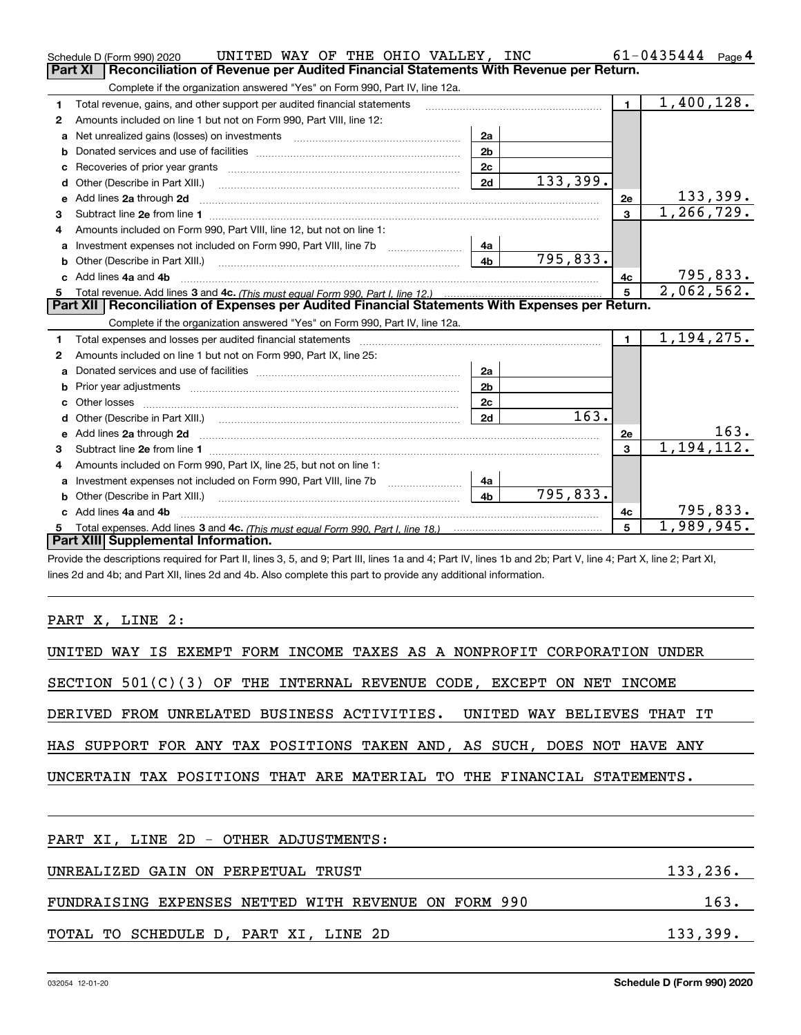Schedule D (Form 990) 2020 UNITED WAY OF THE OHIO VALLEY, INC 61-0435444 Page 4

## Part XI Reconciliation of Revenue per Audited Financial Statements With Revenue per Return.

Complete if the organization answered "Yes" on Form 990, Part IV, line 12a.

| | | | | | |
|---|---|---|---|---|---|
| 1 | Total revenue, gains, and other support per audited financial statements | | | 1 | 1,400,128. |
| 2 | Amounts included on line 1 but not on Form 990, Part VIII, line 12: | | | | |
| a | Net unrealized gains (losses) on investments | 2a | | | |
| b | Donated services and use of facilities | 2b | | | |
| c | Recoveries of prior year grants | 2c | | | |
| d | Other (Describe in Part XIII.) | 2d | 133,399. | | |
| e | Add lines 2a through 2d | | | 2e | 133,399. |
| 3 | Subtract line 2e from line 1 | | | 3 | 1,266,729. |
| 4 | Amounts included on Form 990, Part VIII, line 12, but not on line 1: | | | | |
| a | Investment expenses not included on Form 990, Part VIII, line 7b | 4a | | | |
| b | Other (Describe in Part XIII.) | 4b | 795,833. | | |
| c | Add lines 4a and 4b | | | 4c | 795,833. |
| 5 | Total revenue. Add lines 3 and 4c. (This must equal Form 990, Part I, line 12.) | | | 5 | 2,062,562. |

## Part XII Reconciliation of Expenses per Audited Financial Statements With Expenses per Return.

Complete if the organization answered "Yes" on Form 990, Part IV, line 12a.

| | | | | | |
|---|---|---|---|---|---|
| 1 | Total expenses and losses per audited financial statements | | | 1 | 1,194,275. |
| 2 | Amounts included on line 1 but not on Form 990, Part IX, line 25: | | | | |
| a | Donated services and use of facilities | 2a | | | |
| b | Prior year adjustments | 2b | | | |
| c | Other losses | 2c | | | |
| d | Other (Describe in Part XIII.) | 2d | 163. | | |
| e | Add lines 2a through 2d | | | 2e | 163. |
| 3 | Subtract line 2e from line 1 | | | 3 | 1,194,112. |
| 4 | Amounts included on Form 990, Part IX, line 25, but not on line 1: | | | | |
| a | Investment expenses not included on Form 990, Part VIII, line 7b | 4a | | | |
| b | Other (Describe in Part XIII.) | 4b | 795,833. | | |
| c | Add lines 4a and 4b | | | 4c | 795,833. |
| 5 | Total expenses. Add lines 3 and 4c. (This must equal Form 990, Part I, line 18.) | | | 5 | 1,989,945. |

## Part XIII Supplemental Information.

Provide the descriptions required for Part II, lines 3, 5, and 9; Part III, lines 1a and 4; Part IV, lines 1b and 2b; Part V, line 4; Part X, line 2; Part XI, lines 2d and 4b; and Part XII, lines 2d and 4b. Also complete this part to provide any additional information.

PART X, LINE 2:

UNITED WAY IS EXEMPT FORM INCOME TAXES AS A NONPROFIT CORPORATION UNDER SECTION 501(C)(3) OF THE INTERNAL REVENUE CODE, EXCEPT ON NET INCOME DERIVED FROM UNRELATED BUSINESS ACTIVITIES. UNITED WAY BELIEVES THAT IT HAS SUPPORT FOR ANY TAX POSITIONS TAKEN AND, AS SUCH, DOES NOT HAVE ANY UNCERTAIN TAX POSITIONS THAT ARE MATERIAL TO THE FINANCIAL STATEMENTS.

PART XI, LINE 2D - OTHER ADJUSTMENTS:

| | |
|---|---|
| UNREALIZED GAIN ON PERPETUAL TRUST | 133,236. |
| FUNDRAISING EXPENSES NETTED WITH REVENUE ON FORM 990 | 163. |
| TOTAL TO SCHEDULE D, PART XI, LINE 2D | 133,399. |

032054 12-01-20 Schedule D (Form 990) 2020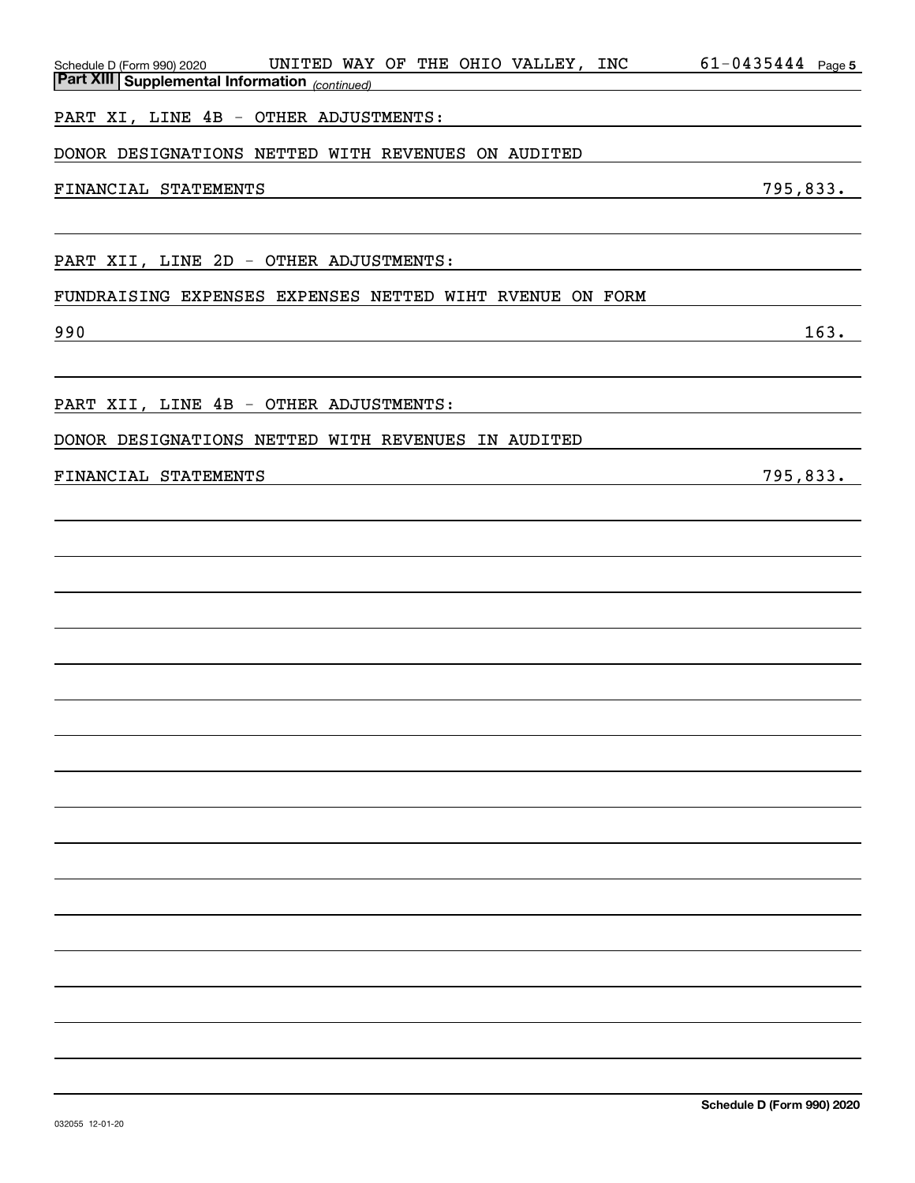Schedule D (Form 990) 2020 UNITED WAY OF THE OHIO VALLEY, INC 61-0435444

**Part XIII | Supplemental Information** *(continued)*

PART XI, LINE 4B - OTHER ADJUSTMENTS:

DONOR DESIGNATIONS NETTED WITH REVENUES ON AUDITED

FINANCIAL STATEMENTS 795,833.

PART XII, LINE 2D - OTHER ADJUSTMENTS:

FUNDRAISING EXPENSES EXPENSES NETTED WIHT RVENUE ON FORM

990 163.

PART XII, LINE 4B - OTHER ADJUSTMENTS:

DONOR DESIGNATIONS NETTED WITH REVENUES IN AUDITED

FINANCIAL STATEMENTS 795,833.

**Schedule D (Form 990) 2020**

032055 12-01-20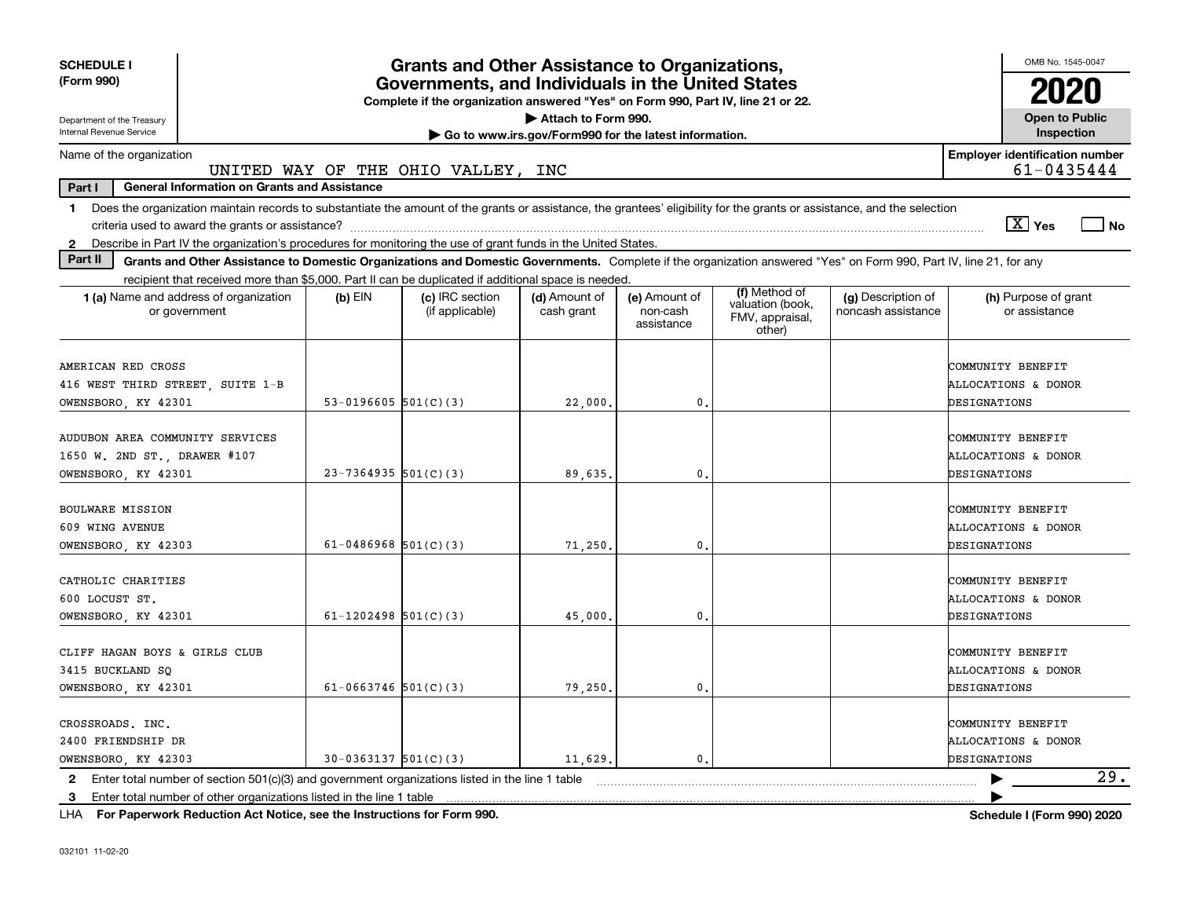**SCHEDULE I**
**(Form 990)**

Department of the Treasury
Internal Revenue Service

# Grants and Other Assistance to Organizations, Governments, and Individuals in the United States

**Complete if the organization answered "Yes" on Form 990, Part IV, line 21 or 22.**
**▶ Attach to Form 990.**
**▶ Go to www.irs.gov/Form990 for the latest information.**

OMB No. 1545-0047
**2020**
**Open to Public Inspection**

Name of the organization: UNITED WAY OF THE OHIO VALLEY, INC

**Employer identification number:** 61-0435444

**Part I — General Information on Grants and Assistance**

1 Does the organization maintain records to substantiate the amount of the grants or assistance, the grantees' eligibility for the grants or assistance, and the selection criteria used to award the grants or assistance? [X] Yes [ ] No

2 Describe in Part IV the organization's procedures for monitoring the use of grant funds in the United States.

**Part II — Grants and Other Assistance to Domestic Organizations and Domestic Governments.** Complete if the organization answered "Yes" on Form 990, Part IV, line 21, for any recipient that received more than $5,000. Part II can be duplicated if additional space is needed.

| 1 (a) Name and address of organization or government | (b) EIN | (c) IRC section (if applicable) | (d) Amount of cash grant | (e) Amount of non-cash assistance | (f) Method of valuation (book, FMV, appraisal, other) | (g) Description of noncash assistance | (h) Purpose of grant or assistance |
|---|---|---|---|---|---|---|---|
| AMERICAN RED CROSS<br>416 WEST THIRD STREET, SUITE 1-B<br>OWENSBORO, KY 42301 | 53-0196605 | 501(C)(3) | 22,000. | 0. | | | COMMUNITY BENEFIT ALLOCATIONS & DONOR DESIGNATIONS |
| AUDUBON AREA COMMUNITY SERVICES<br>1650 W. 2ND ST., DRAWER #107<br>OWENSBORO, KY 42301 | 23-7364935 | 501(C)(3) | 89,635. | 0. | | | COMMUNITY BENEFIT ALLOCATIONS & DONOR DESIGNATIONS |
| BOULWARE MISSION<br>609 WING AVENUE<br>OWENSBORO, KY 42303 | 61-0486968 | 501(C)(3) | 71,250. | 0. | | | COMMUNITY BENEFIT ALLOCATIONS & DONOR DESIGNATIONS |
| CATHOLIC CHARITIES<br>600 LOCUST ST.<br>OWENSBORO, KY 42301 | 61-1202498 | 501(C)(3) | 45,000. | 0. | | | COMMUNITY BENEFIT ALLOCATIONS & DONOR DESIGNATIONS |
| CLIFF HAGAN BOYS & GIRLS CLUB<br>3415 BUCKLAND SQ<br>OWENSBORO, KY 42301 | 61-0663746 | 501(C)(3) | 79,250. | 0. | | | COMMUNITY BENEFIT ALLOCATIONS & DONOR DESIGNATIONS |
| CROSSROADS, INC.<br>2400 FRIENDSHIP DR<br>OWENSBORO, KY 42303 | 30-0363137 | 501(C)(3) | 11,629. | 0. | | | COMMUNITY BENEFIT ALLOCATIONS & DONOR DESIGNATIONS |

2 Enter total number of section 501(c)(3) and government organizations listed in the line 1 table ▶ 29.

3 Enter total number of other organizations listed in the line 1 table ▶

LHA **For Paperwork Reduction Act Notice, see the Instructions for Form 990.** **Schedule I (Form 990) 2020**

032101 11-02-20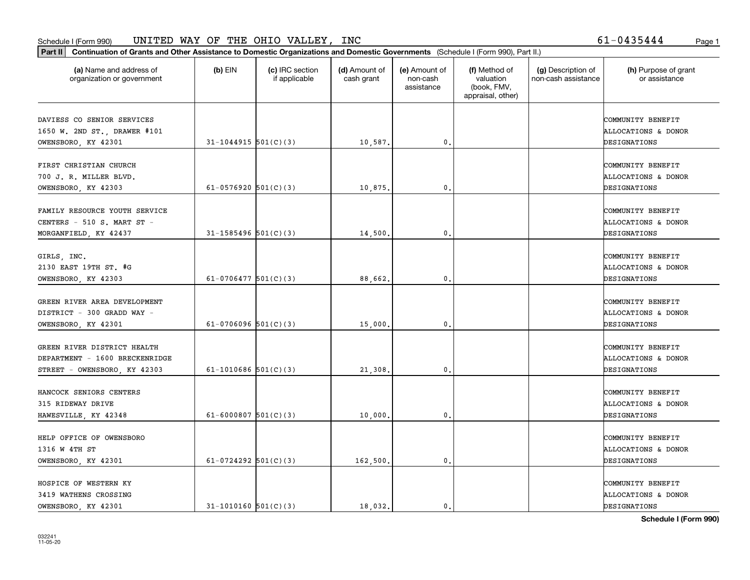Schedule I (Form 990) UNITED WAY OF THE OHIO VALLEY, INC 61-0435444

**Part II** **Continuation of Grants and Other Assistance to Domestic Organizations and Domestic Governments** (Schedule I (Form 990), Part II.)

| (a) Name and address of organization or government | (b) EIN | (c) IRC section if applicable | (d) Amount of cash grant | (e) Amount of non-cash assistance | (f) Method of valuation (book, FMV, appraisal, other) | (g) Description of non-cash assistance | (h) Purpose of grant or assistance |
|---|---|---|---|---|---|---|---|
| DAVIESS CO SENIOR SERVICES 1650 W. 2ND ST., DRAWER #101 OWENSBORO, KY 42301 | 31-1044915 | 501(C)(3) | 10,587. | 0. | | | COMMUNITY BENEFIT ALLOCATIONS & DONOR DESIGNATIONS |
| FIRST CHRISTIAN CHURCH 700 J. R. MILLER BLVD. OWENSBORO, KY 42303 | 61-0576920 | 501(C)(3) | 10,875. | 0. | | | COMMUNITY BENEFIT ALLOCATIONS & DONOR DESIGNATIONS |
| FAMILY RESOURCE YOUTH SERVICE CENTERS - 510 S. MART ST - MORGANFIELD, KY 42437 | 31-1585496 | 501(C)(3) | 14,500. | 0. | | | COMMUNITY BENEFIT ALLOCATIONS & DONOR DESIGNATIONS |
| GIRLS, INC. 2130 EAST 19TH ST. #G OWENSBORO, KY 42303 | 61-0706477 | 501(C)(3) | 88,662. | 0. | | | COMMUNITY BENEFIT ALLOCATIONS & DONOR DESIGNATIONS |
| GREEN RIVER AREA DEVELOPMENT DISTRICT - 300 GRADD WAY - OWENSBORO, KY 42301 | 61-0706096 | 501(C)(3) | 15,000. | 0. | | | COMMUNITY BENEFIT ALLOCATIONS & DONOR DESIGNATIONS |
| GREEN RIVER DISTRICT HEALTH DEPARTMENT - 1600 BRECKENRIDGE STREET - OWENSBORO, KY 42303 | 61-1010686 | 501(C)(3) | 21,308. | 0. | | | COMMUNITY BENEFIT ALLOCATIONS & DONOR DESIGNATIONS |
| HANCOCK SENIORS CENTERS 315 RIDEWAY DRIVE HAWESVILLE, KY 42348 | 61-6000807 | 501(C)(3) | 10,000. | 0. | | | COMMUNITY BENEFIT ALLOCATIONS & DONOR DESIGNATIONS |
| HELP OFFICE OF OWENSBORO 1316 W 4TH ST OWENSBORO, KY 42301 | 61-0724292 | 501(C)(3) | 162,500. | 0. | | | COMMUNITY BENEFIT ALLOCATIONS & DONOR DESIGNATIONS |
| HOSPICE OF WESTERN KY 3419 WATHENS CROSSING OWENSBORO, KY 42301 | 31-1010160 | 501(C)(3) | 18,032. | 0. | | | COMMUNITY BENEFIT ALLOCATIONS & DONOR DESIGNATIONS |

032241 11-05-20

**Schedule I (Form 990)**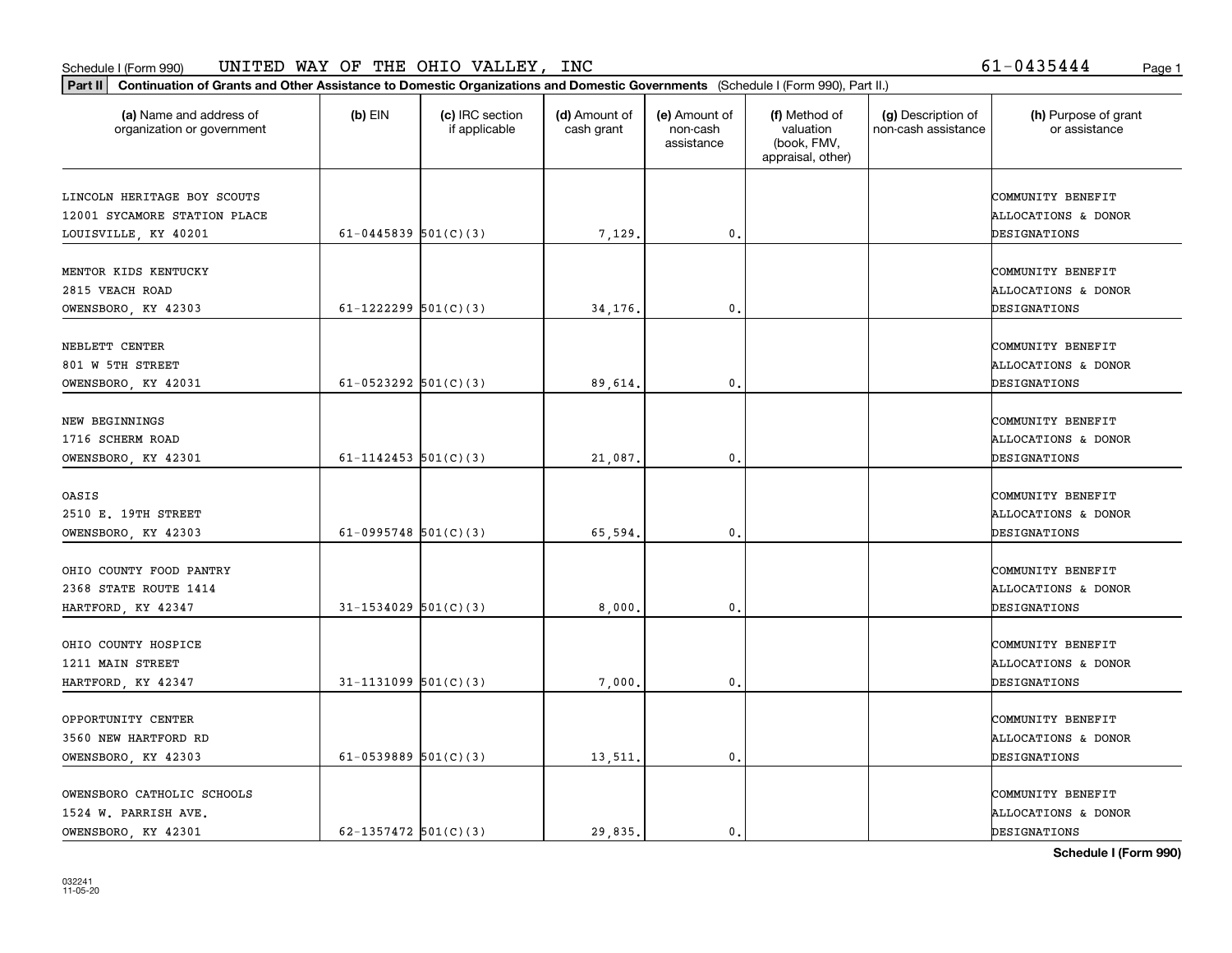Schedule I (Form 990) UNITED WAY OF THE OHIO VALLEY, INC 61-0435444

**Part II** **Continuation of Grants and Other Assistance to Domestic Organizations and Domestic Governments** (Schedule I (Form 990), Part II.)

| (a) Name and address of organization or government | (b) EIN | (c) IRC section if applicable | (d) Amount of cash grant | (e) Amount of non-cash assistance | (f) Method of valuation (book, FMV, appraisal, other) | (g) Description of non-cash assistance | (h) Purpose of grant or assistance |
|---|---|---|---|---|---|---|---|
| LINCOLN HERITAGE BOY SCOUTS<br>12001 SYCAMORE STATION PLACE<br>LOUISVILLE, KY 40201 | 61-0445839 | 501(C)(3) | 7,129. | 0. | | | COMMUNITY BENEFIT ALLOCATIONS & DONOR DESIGNATIONS |
| MENTOR KIDS KENTUCKY<br>2815 VEACH ROAD<br>OWENSBORO, KY 42303 | 61-1222299 | 501(C)(3) | 34,176. | 0. | | | COMMUNITY BENEFIT ALLOCATIONS & DONOR DESIGNATIONS |
| NEBLETT CENTER<br>801 W 5TH STREET<br>OWENSBORO, KY 42031 | 61-0523292 | 501(C)(3) | 89,614. | 0. | | | COMMUNITY BENEFIT ALLOCATIONS & DONOR DESIGNATIONS |
| NEW BEGINNINGS<br>1716 SCHERM ROAD<br>OWENSBORO, KY 42301 | 61-1142453 | 501(C)(3) | 21,087. | 0. | | | COMMUNITY BENEFIT ALLOCATIONS & DONOR DESIGNATIONS |
| OASIS<br>2510 E. 19TH STREET<br>OWENSBORO, KY 42303 | 61-0995748 | 501(C)(3) | 65,594. | 0. | | | COMMUNITY BENEFIT ALLOCATIONS & DONOR DESIGNATIONS |
| OHIO COUNTY FOOD PANTRY<br>2368 STATE ROUTE 1414<br>HARTFORD, KY 42347 | 31-1534029 | 501(C)(3) | 8,000. | 0. | | | COMMUNITY BENEFIT ALLOCATIONS & DONOR DESIGNATIONS |
| OHIO COUNTY HOSPICE<br>1211 MAIN STREET<br>HARTFORD, KY 42347 | 31-1131099 | 501(C)(3) | 7,000. | 0. | | | COMMUNITY BENEFIT ALLOCATIONS & DONOR DESIGNATIONS |
| OPPORTUNITY CENTER<br>3560 NEW HARTFORD RD<br>OWENSBORO, KY 42303 | 61-0539889 | 501(C)(3) | 13,511. | 0. | | | COMMUNITY BENEFIT ALLOCATIONS & DONOR DESIGNATIONS |
| OWENSBORO CATHOLIC SCHOOLS<br>1524 W. PARRISH AVE.<br>OWENSBORO, KY 42301 | 62-1357472 | 501(C)(3) | 29,835. | 0. | | | COMMUNITY BENEFIT ALLOCATIONS & DONOR DESIGNATIONS |

**Schedule I (Form 990)**

032241
11-05-20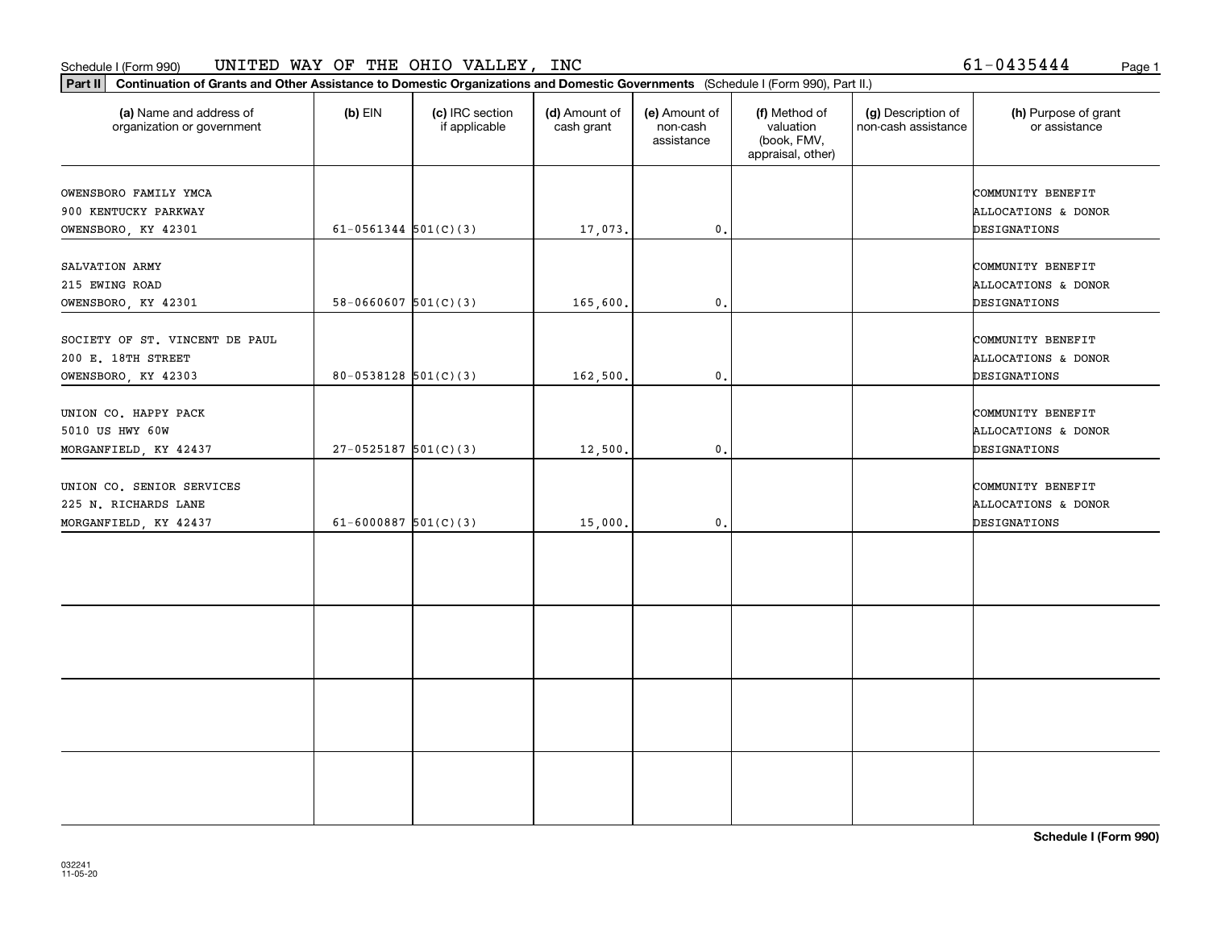Schedule I (Form 990) UNITED WAY OF THE OHIO VALLEY, INC 61-0435444

**Part II** **Continuation of Grants and Other Assistance to Domestic Organizations and Domestic Governments** (Schedule I (Form 990), Part II.)

| (a) Name and address of organization or government | (b) EIN | (c) IRC section if applicable | (d) Amount of cash grant | (e) Amount of non-cash assistance | (f) Method of valuation (book, FMV, appraisal, other) | (g) Description of non-cash assistance | (h) Purpose of grant or assistance |
|---|---|---|---|---|---|---|---|
| OWENSBORO FAMILY YMCA<br>900 KENTUCKY PARKWAY<br>OWENSBORO, KY 42301 | 61-0561344 | 501(C)(3) | 17,073. | 0. | | | COMMUNITY BENEFIT ALLOCATIONS & DONOR DESIGNATIONS |
| SALVATION ARMY<br>215 EWING ROAD<br>OWENSBORO, KY 42301 | 58-0660607 | 501(C)(3) | 165,600. | 0. | | | COMMUNITY BENEFIT ALLOCATIONS & DONOR DESIGNATIONS |
| SOCIETY OF ST. VINCENT DE PAUL<br>200 E. 18TH STREET<br>OWENSBORO, KY 42303 | 80-0538128 | 501(C)(3) | 162,500. | 0. | | | COMMUNITY BENEFIT ALLOCATIONS & DONOR DESIGNATIONS |
| UNION CO. HAPPY PACK<br>5010 US HWY 60W<br>MORGANFIELD, KY 42437 | 27-0525187 | 501(C)(3) | 12,500. | 0. | | | COMMUNITY BENEFIT ALLOCATIONS & DONOR DESIGNATIONS |
| UNION CO. SENIOR SERVICES<br>225 N. RICHARDS LANE<br>MORGANFIELD, KY 42437 | 61-6000887 | 501(C)(3) | 15,000. | 0. | | | COMMUNITY BENEFIT ALLOCATIONS & DONOR DESIGNATIONS |
| | | | | | | | |
| | | | | | | | |
| | | | | | | | |
| | | | | | | | |

**Schedule I (Form 990)**

032241
11-05-20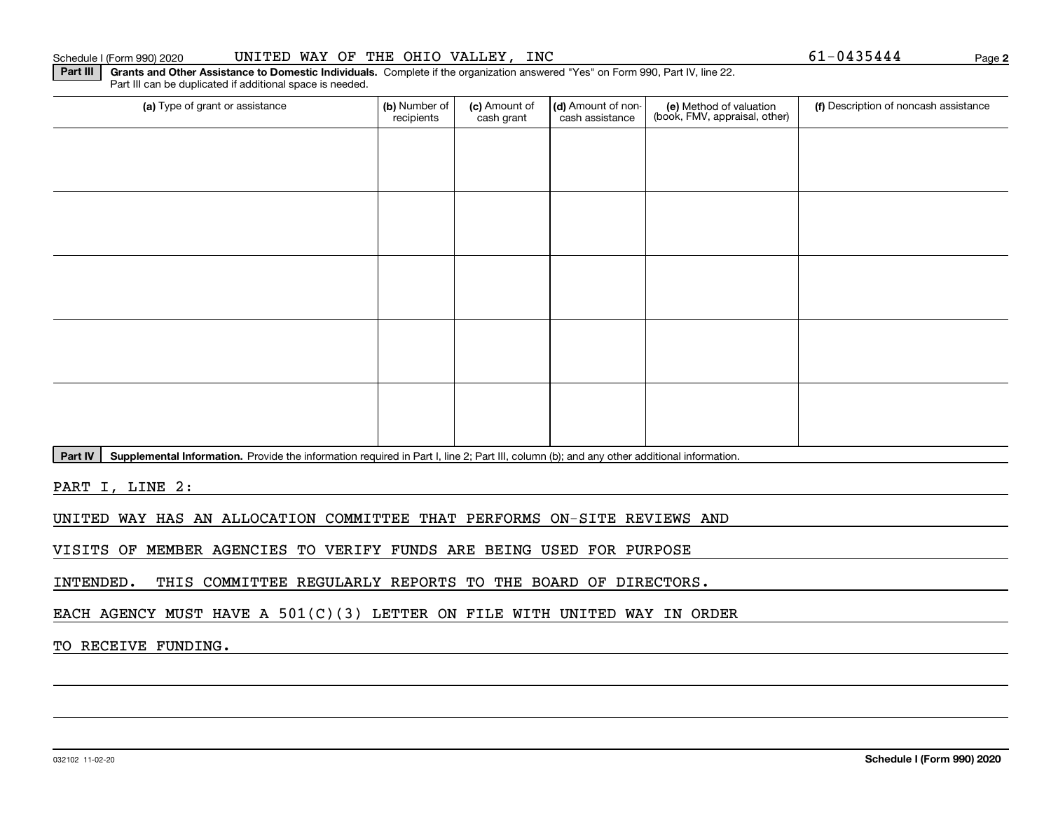Schedule I (Form 990) 2020 UNITED WAY OF THE OHIO VALLEY, INC 61-0435444

**Part III** **Grants and Other Assistance to Domestic Individuals.** Complete if the organization answered "Yes" on Form 990, Part IV, line 22. Part III can be duplicated if additional space is needed.

| (a) Type of grant or assistance | (b) Number of recipients | (c) Amount of cash grant | (d) Amount of non-cash assistance | (e) Method of valuation (book, FMV, appraisal, other) | (f) Description of noncash assistance |
|---|---|---|---|---|---|
| | | | | | |
| | | | | | |
| | | | | | |
| | | | | | |
| | | | | | |

**Part IV** **Supplemental Information.** Provide the information required in Part I, line 2; Part III, column (b); and any other additional information.

PART I, LINE 2:

UNITED WAY HAS AN ALLOCATION COMMITTEE THAT PERFORMS ON-SITE REVIEWS AND VISITS OF MEMBER AGENCIES TO VERIFY FUNDS ARE BEING USED FOR PURPOSE INTENDED. THIS COMMITTEE REGULARLY REPORTS TO THE BOARD OF DIRECTORS. EACH AGENCY MUST HAVE A 501(C)(3) LETTER ON FILE WITH UNITED WAY IN ORDER TO RECEIVE FUNDING.

032102 11-02-20 **Schedule I (Form 990) 2020**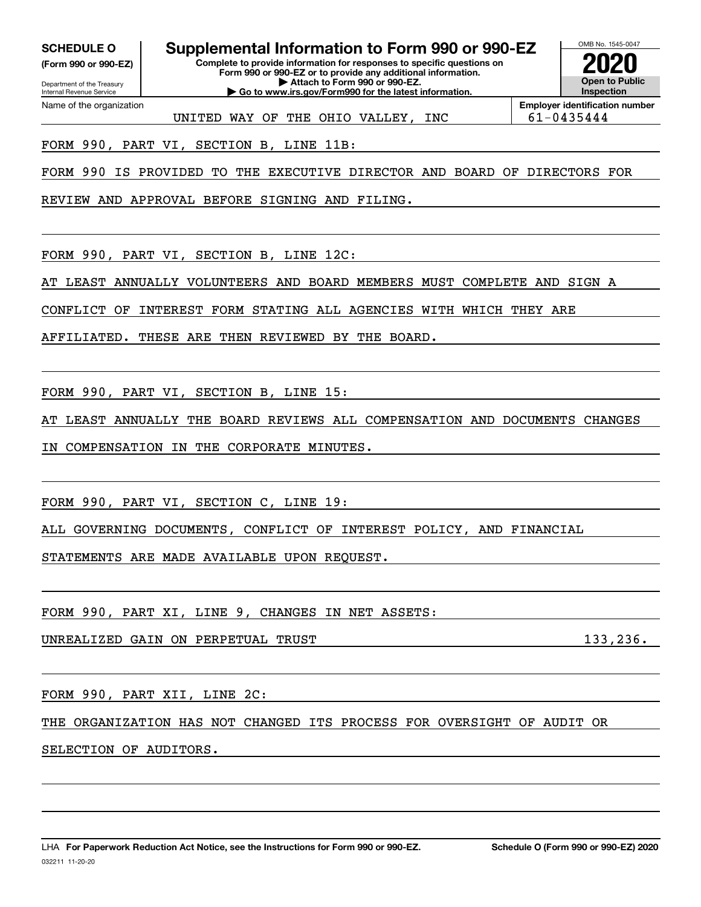**SCHEDULE O**
**(Form 990 or 990-EZ)**

Department of the Treasury
Internal Revenue Service

# Supplemental Information to Form 990 or 990-EZ

**Complete to provide information for responses to specific questions on Form 990 or 990-EZ or to provide any additional information.**
**▶ Attach to Form 990 or 990-EZ.**
**▶ Go to www.irs.gov/Form990 for the latest information.**

OMB No. 1545-0047

**2020**

**Open to Public Inspection**

Name of the organization: UNITED WAY OF THE OHIO VALLEY, INC

**Employer identification number:** 61-0435444

FORM 990, PART VI, SECTION B, LINE 11B:

FORM 990 IS PROVIDED TO THE EXECUTIVE DIRECTOR AND BOARD OF DIRECTORS FOR REVIEW AND APPROVAL BEFORE SIGNING AND FILING.

FORM 990, PART VI, SECTION B, LINE 12C:

AT LEAST ANNUALLY VOLUNTEERS AND BOARD MEMBERS MUST COMPLETE AND SIGN A CONFLICT OF INTEREST FORM STATING ALL AGENCIES WITH WHICH THEY ARE AFFILIATED. THESE ARE THEN REVIEWED BY THE BOARD.

FORM 990, PART VI, SECTION B, LINE 15:

AT LEAST ANNUALLY THE BOARD REVIEWS ALL COMPENSATION AND DOCUMENTS CHANGES IN COMPENSATION IN THE CORPORATE MINUTES.

FORM 990, PART VI, SECTION C, LINE 19:

ALL GOVERNING DOCUMENTS, CONFLICT OF INTEREST POLICY, AND FINANCIAL STATEMENTS ARE MADE AVAILABLE UPON REQUEST.

FORM 990, PART XI, LINE 9, CHANGES IN NET ASSETS:

UNREALIZED GAIN ON PERPETUAL TRUST 133,236.

FORM 990, PART XII, LINE 2C:

THE ORGANIZATION HAS NOT CHANGED ITS PROCESS FOR OVERSIGHT OF AUDIT OR SELECTION OF AUDITORS.

LHA **For Paperwork Reduction Act Notice, see the Instructions for Form 990 or 990-EZ.** **Schedule O (Form 990 or 990-EZ) 2020**

032211 11-20-20